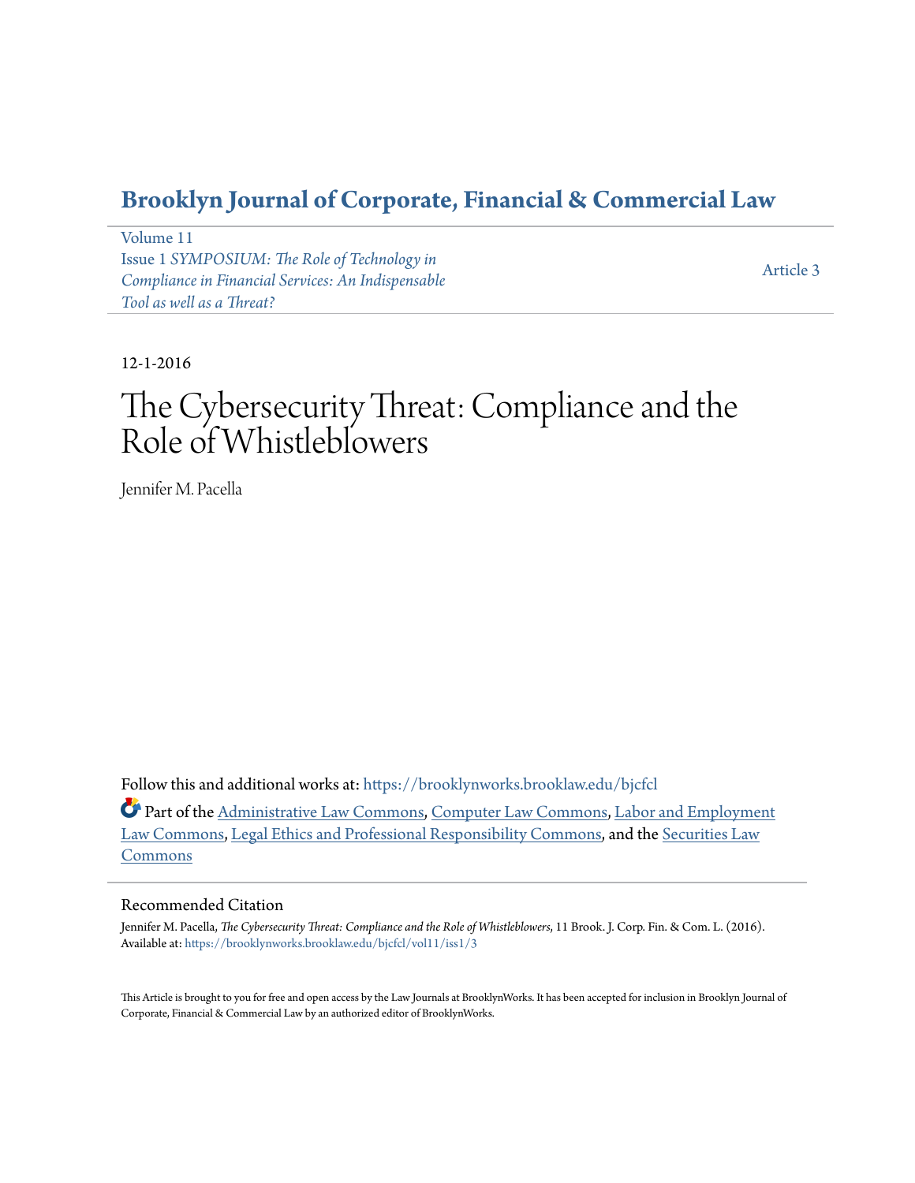# Brooklyn Journal of Corporate, Financial & Commercial Law

Volume 11
Issue 1 *SYMPOSIUM: The Role of Technology in Compliance in Financial Services: An Indispensable Tool as well as a Threat?*

Article 3

12-1-2016

# The Cybersecurity Threat: Compliance and the Role of Whistleblowers

Jennifer M. Pacella

Follow this and additional works at: https://brooklynworks.brooklaw.edu/bjcfcl

Part of the Administrative Law Commons, Computer Law Commons, Labor and Employment Law Commons, Legal Ethics and Professional Responsibility Commons, and the Securities Law Commons

## Recommended Citation

Jennifer M. Pacella, *The Cybersecurity Threat: Compliance and the Role of Whistleblowers*, 11 Brook. J. Corp. Fin. & Com. L. (2016).
Available at: https://brooklynworks.brooklaw.edu/bjcfcl/vol11/iss1/3

This Article is brought to you for free and open access by the Law Journals at BrooklynWorks. It has been accepted for inclusion in Brooklyn Journal of Corporate, Financial & Commercial Law by an authorized editor of BrooklynWorks.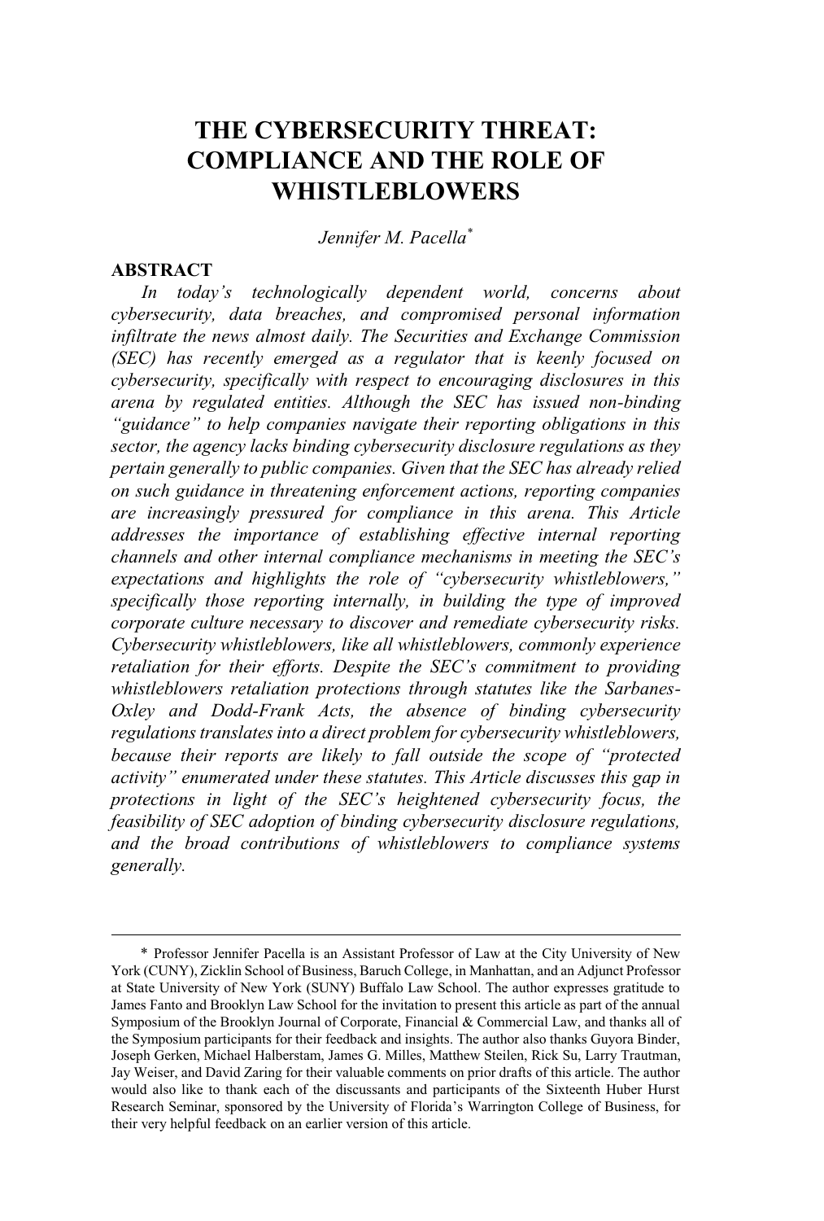# THE CYBERSECURITY THREAT: COMPLIANCE AND THE ROLE OF WHISTLEBLOWERS

*Jennifer M. Pacella*[*]

## ABSTRACT

*In today's technologically dependent world, concerns about cybersecurity, data breaches, and compromised personal information infiltrate the news almost daily. The Securities and Exchange Commission (SEC) has recently emerged as a regulator that is keenly focused on cybersecurity, specifically with respect to encouraging disclosures in this arena by regulated entities. Although the SEC has issued non-binding "guidance" to help companies navigate their reporting obligations in this sector, the agency lacks binding cybersecurity disclosure regulations as they pertain generally to public companies. Given that the SEC has already relied on such guidance in threatening enforcement actions, reporting companies are increasingly pressured for compliance in this arena. This Article addresses the importance of establishing effective internal reporting channels and other internal compliance mechanisms in meeting the SEC's expectations and highlights the role of "cybersecurity whistleblowers," specifically those reporting internally, in building the type of improved corporate culture necessary to discover and remediate cybersecurity risks. Cybersecurity whistleblowers, like all whistleblowers, commonly experience retaliation for their efforts. Despite the SEC's commitment to providing whistleblowers retaliation protections through statutes like the Sarbanes-Oxley and Dodd-Frank Acts, the absence of binding cybersecurity regulations translates into a direct problem for cybersecurity whistleblowers, because their reports are likely to fall outside the scope of "protected activity" enumerated under these statutes. This Article discusses this gap in protections in light of the SEC's heightened cybersecurity focus, the feasibility of SEC adoption of binding cybersecurity disclosure regulations, and the broad contributions of whistleblowers to compliance systems generally.*

---

[*] Professor Jennifer Pacella is an Assistant Professor of Law at the City University of New York (CUNY), Zicklin School of Business, Baruch College, in Manhattan, and an Adjunct Professor at State University of New York (SUNY) Buffalo Law School. The author expresses gratitude to James Fanto and Brooklyn Law School for the invitation to present this article as part of the annual Symposium of the Brooklyn Journal of Corporate, Financial & Commercial Law, and thanks all of the Symposium participants for their feedback and insights. The author also thanks Guyora Binder, Joseph Gerken, Michael Halberstam, James G. Milles, Matthew Steilen, Rick Su, Larry Trautman, Jay Weiser, and David Zaring for their valuable comments on prior drafts of this article. The author would also like to thank each of the discussants and participants of the Sixteenth Huber Hurst Research Seminar, sponsored by the University of Florida's Warrington College of Business, for their very helpful feedback on an earlier version of this article.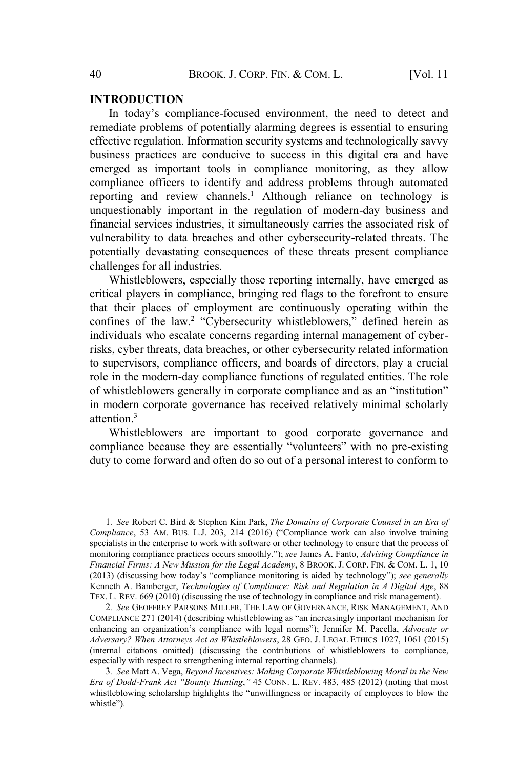## INTRODUCTION

In today's compliance-focused environment, the need to detect and remediate problems of potentially alarming degrees is essential to ensuring effective regulation. Information security systems and technologically savvy business practices are conducive to success in this digital era and have emerged as important tools in compliance monitoring, as they allow compliance officers to identify and address problems through automated reporting and review channels.[1] Although reliance on technology is unquestionably important in the regulation of modern-day business and financial services industries, it simultaneously carries the associated risk of vulnerability to data breaches and other cybersecurity-related threats. The potentially devastating consequences of these threats present compliance challenges for all industries.

Whistleblowers, especially those reporting internally, have emerged as critical players in compliance, bringing red flags to the forefront to ensure that their places of employment are continuously operating within the confines of the law.[2] "Cybersecurity whistleblowers," defined herein as individuals who escalate concerns regarding internal management of cyber-risks, cyber threats, data breaches, or other cybersecurity related information to supervisors, compliance officers, and boards of directors, play a crucial role in the modern-day compliance functions of regulated entities. The role of whistleblowers generally in corporate compliance and as an "institution" in modern corporate governance has received relatively minimal scholarly attention.[3]

Whistleblowers are important to good corporate governance and compliance because they are essentially "volunteers" with no pre-existing duty to come forward and often do so out of a personal interest to conform to

---

1. *See* Robert C. Bird & Stephen Kim Park, *The Domains of Corporate Counsel in an Era of Compliance*, 53 AM. BUS. L.J. 203, 214 (2016) ("Compliance work can also involve training specialists in the enterprise to work with software or other technology to ensure that the process of monitoring compliance practices occurs smoothly."); *see* James A. Fanto, *Advising Compliance in Financial Firms: A New Mission for the Legal Academy*, 8 BROOK. J. CORP. FIN. & COM. L. 1, 10 (2013) (discussing how today's "compliance monitoring is aided by technology"); *see generally* Kenneth A. Bamberger, *Technologies of Compliance: Risk and Regulation in A Digital Age*, 88 TEX. L. REV. 669 (2010) (discussing the use of technology in compliance and risk management).

2. *See* GEOFFREY PARSONS MILLER, THE LAW OF GOVERNANCE, RISK MANAGEMENT, AND COMPLIANCE 271 (2014) (describing whistleblowing as "an increasingly important mechanism for enhancing an organization's compliance with legal norms"); Jennifer M. Pacella, *Advocate or Adversary? When Attorneys Act as Whistleblowers*, 28 GEO. J. LEGAL ETHICS 1027, 1061 (2015) (internal citations omitted) (discussing the contributions of whistleblowers to compliance, especially with respect to strengthening internal reporting channels).

3. *See* Matt A. Vega, *Beyond Incentives: Making Corporate Whistleblowing Moral in the New Era of Dodd-Frank Act "Bounty Hunting*,*"* 45 CONN. L. REV. 483, 485 (2012) (noting that most whistleblowing scholarship highlights the "unwillingness or incapacity of employees to blow the whistle").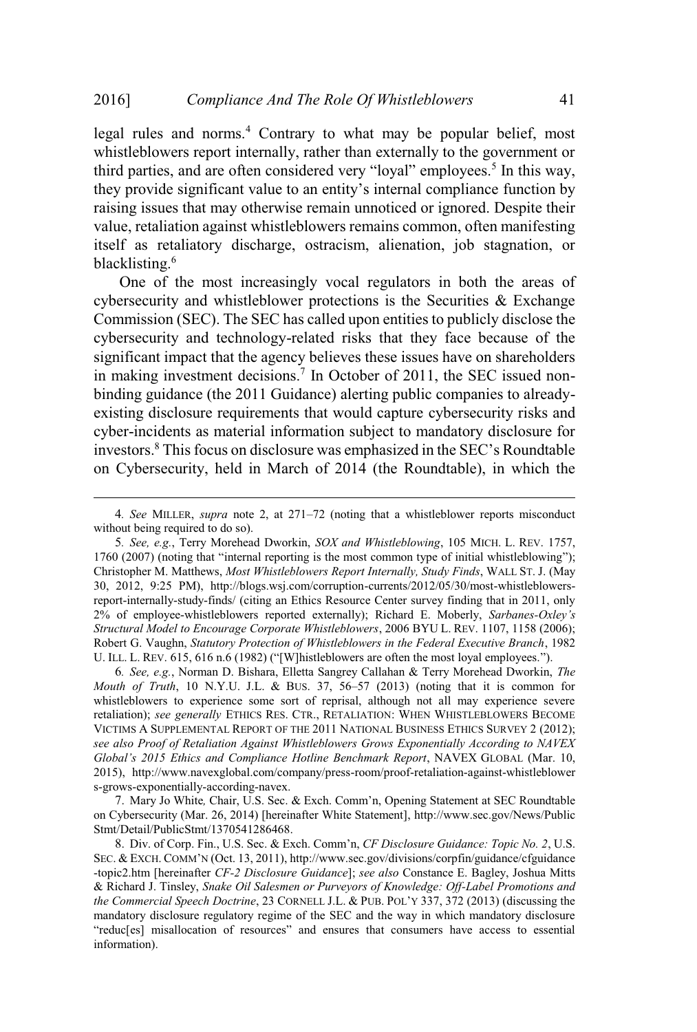legal rules and norms.[4] Contrary to what may be popular belief, most whistleblowers report internally, rather than externally to the government or third parties, and are often considered very "loyal" employees.[5] In this way, they provide significant value to an entity's internal compliance function by raising issues that may otherwise remain unnoticed or ignored. Despite their value, retaliation against whistleblowers remains common, often manifesting itself as retaliatory discharge, ostracism, alienation, job stagnation, or blacklisting.[6]

One of the most increasingly vocal regulators in both the areas of cybersecurity and whistleblower protections is the Securities & Exchange Commission (SEC). The SEC has called upon entities to publicly disclose the cybersecurity and technology-related risks that they face because of the significant impact that the agency believes these issues have on shareholders in making investment decisions.[7] In October of 2011, the SEC issued non-binding guidance (the 2011 Guidance) alerting public companies to already-existing disclosure requirements that would capture cybersecurity risks and cyber-incidents as material information subject to mandatory disclosure for investors.[8] This focus on disclosure was emphasized in the SEC's Roundtable on Cybersecurity, held in March of 2014 (the Roundtable), in which the

---

4. *See* MILLER, *supra* note 2, at 271–72 (noting that a whistleblower reports misconduct without being required to do so).

5. *See, e.g.*, Terry Morehead Dworkin, *SOX and Whistleblowing*, 105 MICH. L. REV. 1757, 1760 (2007) (noting that "internal reporting is the most common type of initial whistleblowing"); Christopher M. Matthews, *Most Whistleblowers Report Internally, Study Finds*, WALL ST. J. (May 30, 2012, 9:25 PM), http://blogs.wsj.com/corruption-currents/2012/05/30/most-whistleblowers-report-internally-study-finds/ (citing an Ethics Resource Center survey finding that in 2011, only 2% of employee-whistleblowers reported externally); Richard E. Moberly, *Sarbanes-Oxley's Structural Model to Encourage Corporate Whistleblowers*, 2006 BYU L. REV. 1107, 1158 (2006); Robert G. Vaughn, *Statutory Protection of Whistleblowers in the Federal Executive Branch*, 1982 U. ILL. L. REV. 615, 616 n.6 (1982) ("[W]histleblowers are often the most loyal employees.").

6. *See, e.g.*, Norman D. Bishara, Elletta Sangrey Callahan & Terry Morehead Dworkin, *The Mouth of Truth*, 10 N.Y.U. J.L. & BUS. 37, 56–57 (2013) (noting that it is common for whistleblowers to experience some sort of reprisal, although not all may experience severe retaliation); *see generally* ETHICS RES. CTR., RETALIATION: WHEN WHISTLEBLOWERS BECOME VICTIMS A SUPPLEMENTAL REPORT OF THE 2011 NATIONAL BUSINESS ETHICS SURVEY 2 (2012); *see also Proof of Retaliation Against Whistleblowers Grows Exponentially According to NAVEX Global's 2015 Ethics and Compliance Hotline Benchmark Report*, NAVEX GLOBAL (Mar. 10, 2015), http://www.navexglobal.com/company/press-room/proof-retaliation-against-whistleblowers-grows-exponentially-according-navex.

7. Mary Jo White*,* Chair, U.S. Sec. & Exch. Comm'n, Opening Statement at SEC Roundtable on Cybersecurity (Mar. 26, 2014) [hereinafter White Statement], http://www.sec.gov/News/PublicStmt/Detail/PublicStmt/1370541286468.

8. Div. of Corp. Fin., U.S. Sec. & Exch. Comm'n, *CF Disclosure Guidance: Topic No. 2*, U.S. SEC. & EXCH. COMM'N (Oct. 13, 2011), http://www.sec.gov/divisions/corpfin/guidance/cfguidance-topic2.htm [hereinafter *CF-2 Disclosure Guidance*]; *see also* Constance E. Bagley, Joshua Mitts & Richard J. Tinsley, *Snake Oil Salesmen or Purveyors of Knowledge: Off-Label Promotions and the Commercial Speech Doctrine*, 23 CORNELL J.L. & PUB. POL'Y 337, 372 (2013) (discussing the mandatory disclosure regulatory regime of the SEC and the way in which mandatory disclosure "reduc[es] misallocation of resources" and ensures that consumers have access to essential information).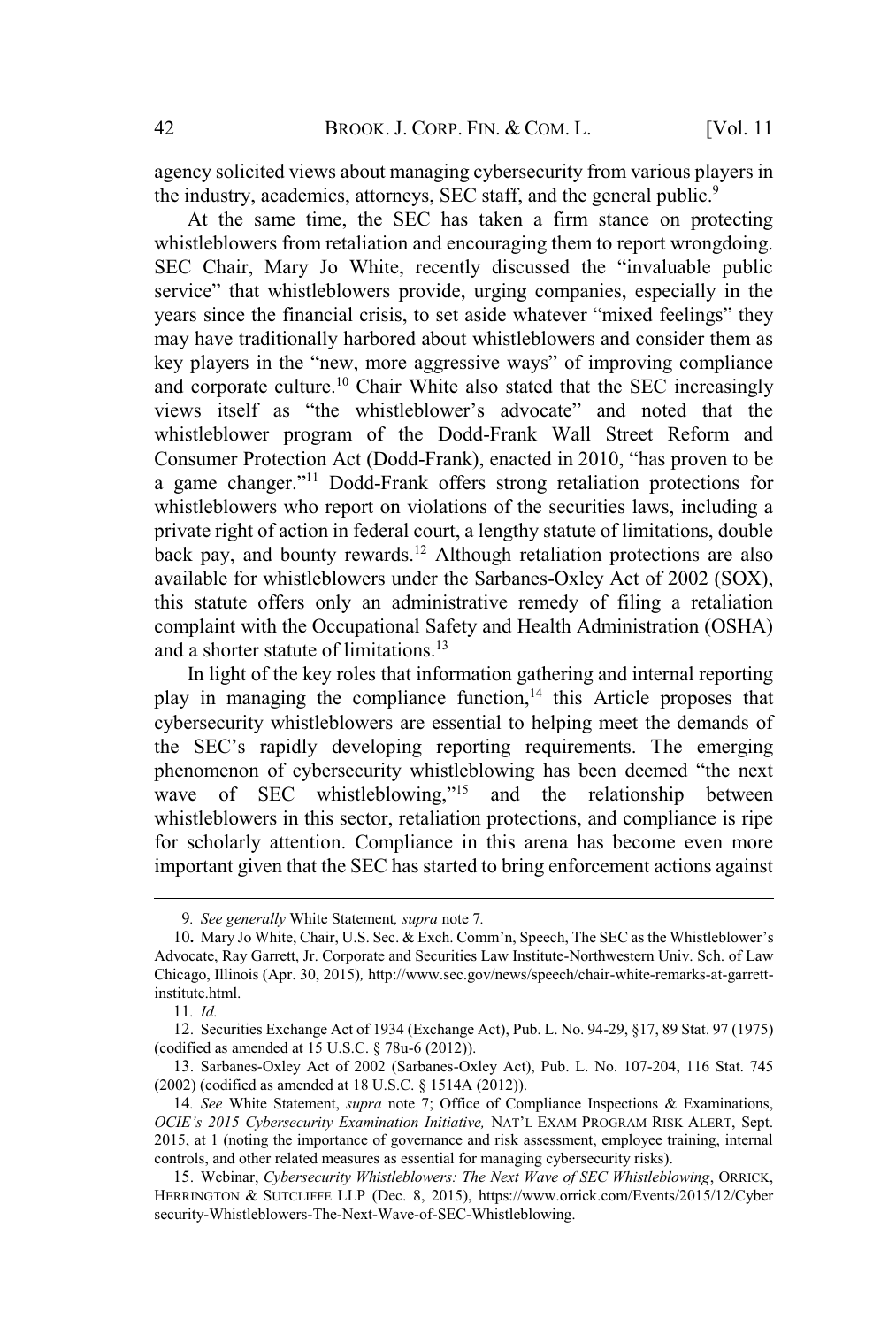agency solicited views about managing cybersecurity from various players in the industry, academics, attorneys, SEC staff, and the general public.[9]

At the same time, the SEC has taken a firm stance on protecting whistleblowers from retaliation and encouraging them to report wrongdoing. SEC Chair, Mary Jo White, recently discussed the "invaluable public service" that whistleblowers provide, urging companies, especially in the years since the financial crisis, to set aside whatever "mixed feelings" they may have traditionally harbored about whistleblowers and consider them as key players in the "new, more aggressive ways" of improving compliance and corporate culture.[10] Chair White also stated that the SEC increasingly views itself as "the whistleblower's advocate" and noted that the whistleblower program of the Dodd-Frank Wall Street Reform and Consumer Protection Act (Dodd-Frank), enacted in 2010, "has proven to be a game changer."[11] Dodd-Frank offers strong retaliation protections for whistleblowers who report on violations of the securities laws, including a private right of action in federal court, a lengthy statute of limitations, double back pay, and bounty rewards.[12] Although retaliation protections are also available for whistleblowers under the Sarbanes-Oxley Act of 2002 (SOX), this statute offers only an administrative remedy of filing a retaliation complaint with the Occupational Safety and Health Administration (OSHA) and a shorter statute of limitations.[13]

In light of the key roles that information gathering and internal reporting play in managing the compliance function,[14] this Article proposes that cybersecurity whistleblowers are essential to helping meet the demands of the SEC's rapidly developing reporting requirements. The emerging phenomenon of cybersecurity whistleblowing has been deemed "the next wave of SEC whistleblowing,"[15] and the relationship between whistleblowers in this sector, retaliation protections, and compliance is ripe for scholarly attention. Compliance in this arena has become even more important given that the SEC has started to bring enforcement actions against

---

9. *See generally* White Statement*, supra* note 7.

10. Mary Jo White, Chair, U.S. Sec. & Exch. Comm'n, Speech, The SEC as the Whistleblower's Advocate, Ray Garrett, Jr. Corporate and Securities Law Institute-Northwestern Univ. Sch. of Law Chicago, Illinois (Apr. 30, 2015), http://www.sec.gov/news/speech/chair-white-remarks-at-garrett-institute.html.

11. *Id.*

12. Securities Exchange Act of 1934 (Exchange Act), Pub. L. No. 94-29, §17, 89 Stat. 97 (1975) (codified as amended at 15 U.S.C. § 78u-6 (2012)).

13. Sarbanes-Oxley Act of 2002 (Sarbanes-Oxley Act), Pub. L. No. 107-204, 116 Stat. 745 (2002) (codified as amended at 18 U.S.C. § 1514A (2012)).

14. *See* White Statement, *supra* note 7; Office of Compliance Inspections & Examinations, *OCIE's 2015 Cybersecurity Examination Initiative,* NAT'L EXAM PROGRAM RISK ALERT, Sept. 2015, at 1 (noting the importance of governance and risk assessment, employee training, internal controls, and other related measures as essential for managing cybersecurity risks).

15. Webinar, *Cybersecurity Whistleblowers: The Next Wave of SEC Whistleblowing*, ORRICK, HERRINGTON & SUTCLIFFE LLP (Dec. 8, 2015), https://www.orrick.com/Events/2015/12/Cybersecurity-Whistleblowers-The-Next-Wave-of-SEC-Whistleblowing.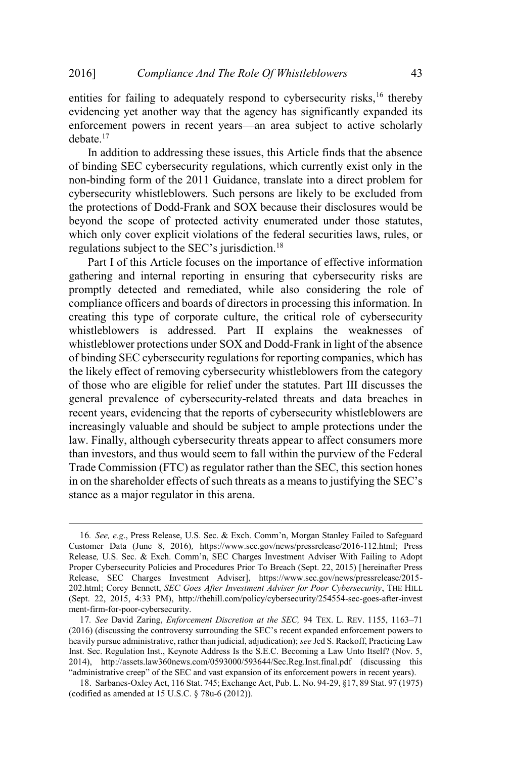entities for failing to adequately respond to cybersecurity risks,[16] thereby evidencing yet another way that the agency has significantly expanded its enforcement powers in recent years—an area subject to active scholarly debate.[17]

In addition to addressing these issues, this Article finds that the absence of binding SEC cybersecurity regulations, which currently exist only in the non-binding form of the 2011 Guidance, translate into a direct problem for cybersecurity whistleblowers. Such persons are likely to be excluded from the protections of Dodd-Frank and SOX because their disclosures would be beyond the scope of protected activity enumerated under those statutes, which only cover explicit violations of the federal securities laws, rules, or regulations subject to the SEC's jurisdiction.[18]

Part I of this Article focuses on the importance of effective information gathering and internal reporting in ensuring that cybersecurity risks are promptly detected and remediated, while also considering the role of compliance officers and boards of directors in processing this information. In creating this type of corporate culture, the critical role of cybersecurity whistleblowers is addressed. Part II explains the weaknesses of whistleblower protections under SOX and Dodd-Frank in light of the absence of binding SEC cybersecurity regulations for reporting companies, which has the likely effect of removing cybersecurity whistleblowers from the category of those who are eligible for relief under the statutes. Part III discusses the general prevalence of cybersecurity-related threats and data breaches in recent years, evidencing that the reports of cybersecurity whistleblowers are increasingly valuable and should be subject to ample protections under the law. Finally, although cybersecurity threats appear to affect consumers more than investors, and thus would seem to fall within the purview of the Federal Trade Commission (FTC) as regulator rather than the SEC, this section hones in on the shareholder effects of such threats as a means to justifying the SEC's stance as a major regulator in this arena.

---

16. *See, e.g*., Press Release, U.S. Sec. & Exch. Comm'n, Morgan Stanley Failed to Safeguard Customer Data (June 8, 2016), https://www.sec.gov/news/pressrelease/2016-112.html; Press Release, U.S. Sec. & Exch. Comm'n, SEC Charges Investment Adviser With Failing to Adopt Proper Cybersecurity Policies and Procedures Prior To Breach (Sept. 22, 2015) [hereinafter Press Release, SEC Charges Investment Adviser], https://www.sec.gov/news/pressrelease/2015-202.html; Corey Bennett, *SEC Goes After Investment Adviser for Poor Cybersecurity*, THE HILL (Sept. 22, 2015, 4:33 PM), http://thehill.com/policy/cybersecurity/254554-sec-goes-after-investment-firm-for-poor-cybersecurity.

17. *See* David Zaring, *Enforcement Discretion at the SEC,* 94 TEX. L. REV. 1155, 1163–71 (2016) (discussing the controversy surrounding the SEC's recent expanded enforcement powers to heavily pursue administrative, rather than judicial, adjudication); *see* Jed S. Rackoff, Practicing Law Inst. Sec. Regulation Inst., Keynote Address Is the S.E.C. Becoming a Law Unto Itself? (Nov. 5, 2014), http://assets.law360news.com/0593000/593644/Sec.Reg.Inst.final.pdf (discussing this "administrative creep" of the SEC and vast expansion of its enforcement powers in recent years).

18. Sarbanes-Oxley Act, 116 Stat. 745; Exchange Act, Pub. L. No. 94-29, §17, 89 Stat. 97 (1975) (codified as amended at 15 U.S.C. § 78u-6 (2012)).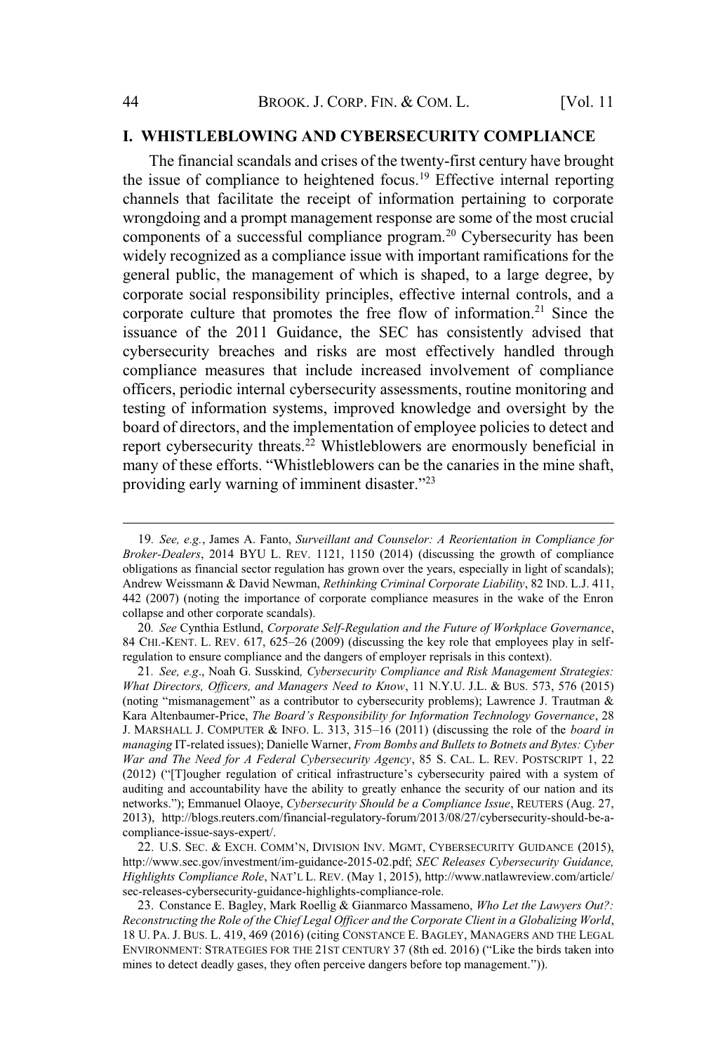## I. WHISTLEBLOWING AND CYBERSECURITY COMPLIANCE

The financial scandals and crises of the twenty-first century have brought the issue of compliance to heightened focus.[19] Effective internal reporting channels that facilitate the receipt of information pertaining to corporate wrongdoing and a prompt management response are some of the most crucial components of a successful compliance program.[20] Cybersecurity has been widely recognized as a compliance issue with important ramifications for the general public, the management of which is shaped, to a large degree, by corporate social responsibility principles, effective internal controls, and a corporate culture that promotes the free flow of information.[21] Since the issuance of the 2011 Guidance, the SEC has consistently advised that cybersecurity breaches and risks are most effectively handled through compliance measures that include increased involvement of compliance officers, periodic internal cybersecurity assessments, routine monitoring and testing of information systems, improved knowledge and oversight by the board of directors, and the implementation of employee policies to detect and report cybersecurity threats.[22] Whistleblowers are enormously beneficial in many of these efforts. "Whistleblowers can be the canaries in the mine shaft, providing early warning of imminent disaster."[23]

---

19. *See, e.g.*, James A. Fanto, *Surveillant and Counselor: A Reorientation in Compliance for Broker-Dealers*, 2014 BYU L. REV. 1121, 1150 (2014) (discussing the growth of compliance obligations as financial sector regulation has grown over the years, especially in light of scandals); Andrew Weissmann & David Newman, *Rethinking Criminal Corporate Liability*, 82 IND. L.J. 411, 442 (2007) (noting the importance of corporate compliance measures in the wake of the Enron collapse and other corporate scandals).

20. *See* Cynthia Estlund, *Corporate Self-Regulation and the Future of Workplace Governance*, 84 CHI.-KENT. L. REV. 617, 625–26 (2009) (discussing the key role that employees play in self-regulation to ensure compliance and the dangers of employer reprisals in this context).

21. *See, e.g*., Noah G. Susskind*, Cybersecurity Compliance and Risk Management Strategies: What Directors, Officers, and Managers Need to Know*, 11 N.Y.U. J.L. & BUS. 573, 576 (2015) (noting "mismanagement" as a contributor to cybersecurity problems); Lawrence J. Trautman & Kara Altenbaumer-Price, *The Board's Responsibility for Information Technology Governance*, 28 J. MARSHALL J. COMPUTER & INFO. L. 313, 315–16 (2011) (discussing the role of the *board in managing* IT-related issues); Danielle Warner, *From Bombs and Bullets to Botnets and Bytes: Cyber War and The Need for A Federal Cybersecurity Agency*, 85 S. CAL. L. REV. POSTSCRIPT 1, 22 (2012) ("[T]ougher regulation of critical infrastructure's cybersecurity paired with a system of auditing and accountability have the ability to greatly enhance the security of our nation and its networks."); Emmanuel Olaoye, *Cybersecurity Should be a Compliance Issue*, REUTERS (Aug. 27, 2013), http://blogs.reuters.com/financial-regulatory-forum/2013/08/27/cybersecurity-should-be-a-compliance-issue-says-expert/.

22. U.S. SEC. & EXCH. COMM'N, DIVISION INV. MGMT, CYBERSECURITY GUIDANCE (2015), http://www.sec.gov/investment/im-guidance-2015-02.pdf; *SEC Releases Cybersecurity Guidance, Highlights Compliance Role*, NAT'L L. REV. (May 1, 2015), http://www.natlawreview.com/article/sec-releases-cybersecurity-guidance-highlights-compliance-role.

23. Constance E. Bagley, Mark Roellig & Gianmarco Massameno, *Who Let the Lawyers Out?: Reconstructing the Role of the Chief Legal Officer and the Corporate Client in a Globalizing World*, 18 U. PA. J. BUS. L. 419, 469 (2016) (citing CONSTANCE E. BAGLEY, MANAGERS AND THE LEGAL ENVIRONMENT: STRATEGIES FOR THE 21ST CENTURY 37 (8th ed. 2016) ("Like the birds taken into mines to detect deadly gases, they often perceive dangers before top management.")).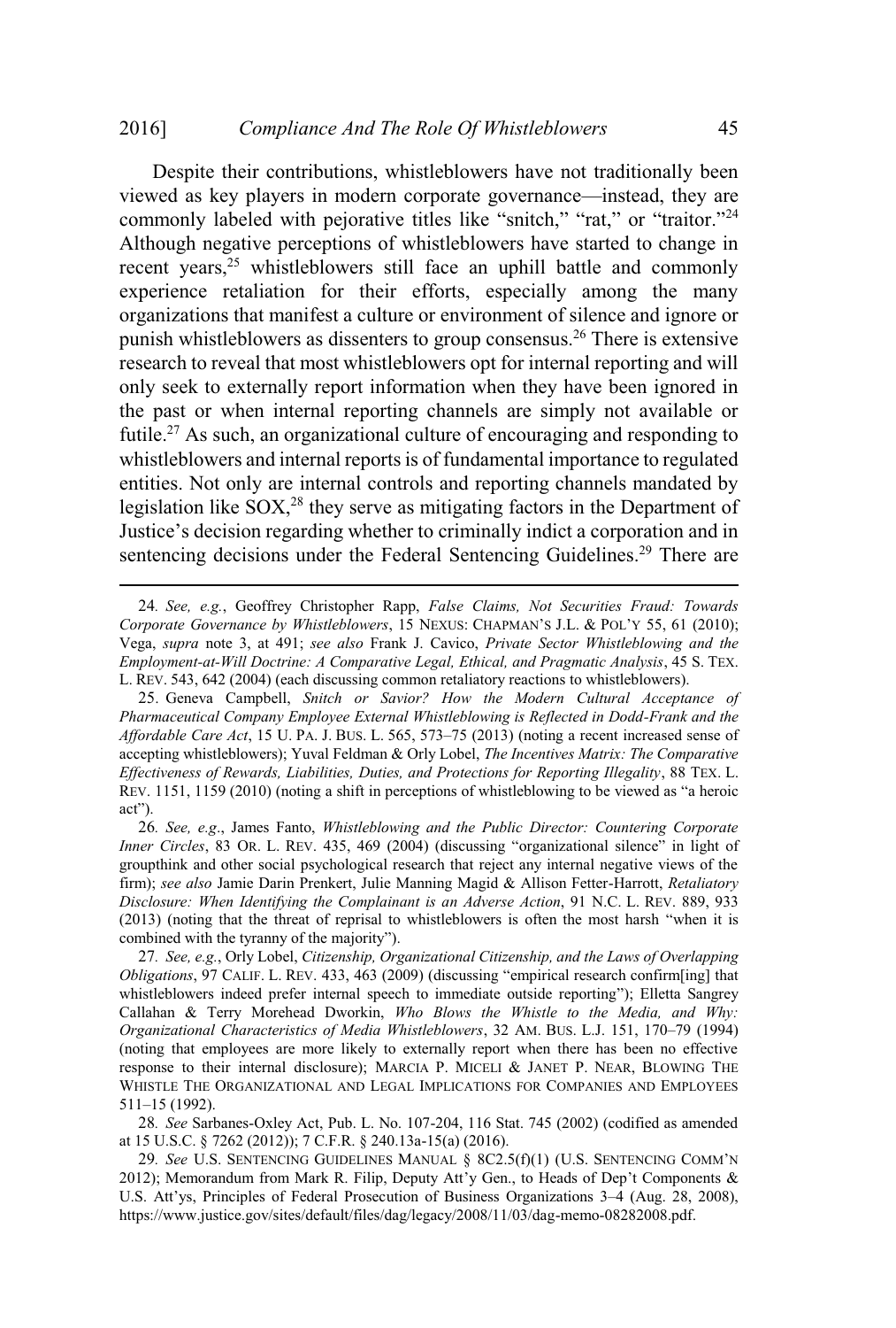Despite their contributions, whistleblowers have not traditionally been viewed as key players in modern corporate governance—instead, they are commonly labeled with pejorative titles like "snitch," "rat," or "traitor."[24] Although negative perceptions of whistleblowers have started to change in recent years,[25] whistleblowers still face an uphill battle and commonly experience retaliation for their efforts, especially among the many organizations that manifest a culture or environment of silence and ignore or punish whistleblowers as dissenters to group consensus.[26] There is extensive research to reveal that most whistleblowers opt for internal reporting and will only seek to externally report information when they have been ignored in the past or when internal reporting channels are simply not available or futile.[27] As such, an organizational culture of encouraging and responding to whistleblowers and internal reports is of fundamental importance to regulated entities. Not only are internal controls and reporting channels mandated by legislation like SOX,[28] they serve as mitigating factors in the Department of Justice's decision regarding whether to criminally indict a corporation and in sentencing decisions under the Federal Sentencing Guidelines.[29] There are

---

24. *See, e.g.*, Geoffrey Christopher Rapp, *False Claims, Not Securities Fraud: Towards Corporate Governance by Whistleblowers*, 15 NEXUS: CHAPMAN'S J.L. & POL'Y 55, 61 (2010); Vega, *supra* note 3, at 491; *see also* Frank J. Cavico, *Private Sector Whistleblowing and the Employment-at-Will Doctrine: A Comparative Legal, Ethical, and Pragmatic Analysis*, 45 S. TEX. L. REV. 543, 642 (2004) (each discussing common retaliatory reactions to whistleblowers).

25. Geneva Campbell, *Snitch or Savior? How the Modern Cultural Acceptance of Pharmaceutical Company Employee External Whistleblowing is Reflected in Dodd-Frank and the Affordable Care Act*, 15 U. PA. J. BUS. L. 565, 573–75 (2013) (noting a recent increased sense of accepting whistleblowers); Yuval Feldman & Orly Lobel, *The Incentives Matrix: The Comparative Effectiveness of Rewards, Liabilities, Duties, and Protections for Reporting Illegality*, 88 TEX. L. REV. 1151, 1159 (2010) (noting a shift in perceptions of whistleblowing to be viewed as "a heroic act").

26. *See, e.g.*, James Fanto, *Whistleblowing and the Public Director: Countering Corporate Inner Circles*, 83 OR. L. REV. 435, 469 (2004) (discussing "organizational silence" in light of groupthink and other social psychological research that reject any internal negative views of the firm); *see also* Jamie Darin Prenkert, Julie Manning Magid & Allison Fetter-Harrott, *Retaliatory Disclosure: When Identifying the Complainant is an Adverse Action*, 91 N.C. L. REV. 889, 933 (2013) (noting that the threat of reprisal to whistleblowers is often the most harsh "when it is combined with the tyranny of the majority").

27. *See, e.g.*, Orly Lobel, *Citizenship, Organizational Citizenship, and the Laws of Overlapping Obligations*, 97 CALIF. L. REV. 433, 463 (2009) (discussing "empirical research confirm[ing] that whistleblowers indeed prefer internal speech to immediate outside reporting"); Elletta Sangrey Callahan & Terry Morehead Dworkin, *Who Blows the Whistle to the Media, and Why: Organizational Characteristics of Media Whistleblowers*, 32 AM. BUS. L.J. 151, 170–79 (1994) (noting that employees are more likely to externally report when there has been no effective response to their internal disclosure); MARCIA P. MICELI & JANET P. NEAR, BLOWING THE WHISTLE THE ORGANIZATIONAL AND LEGAL IMPLICATIONS FOR COMPANIES AND EMPLOYEES 511–15 (1992).

28. *See* Sarbanes-Oxley Act, Pub. L. No. 107-204, 116 Stat. 745 (2002) (codified as amended at 15 U.S.C. § 7262 (2012)); 7 C.F.R. § 240.13a-15(a) (2016).

29. *See* U.S. SENTENCING GUIDELINES MANUAL § 8C2.5(f)(1) (U.S. SENTENCING COMM'N 2012); Memorandum from Mark R. Filip, Deputy Att'y Gen., to Heads of Dep't Components & U.S. Att'ys, Principles of Federal Prosecution of Business Organizations 3–4 (Aug. 28, 2008), https://www.justice.gov/sites/default/files/dag/legacy/2008/11/03/dag-memo-08282008.pdf.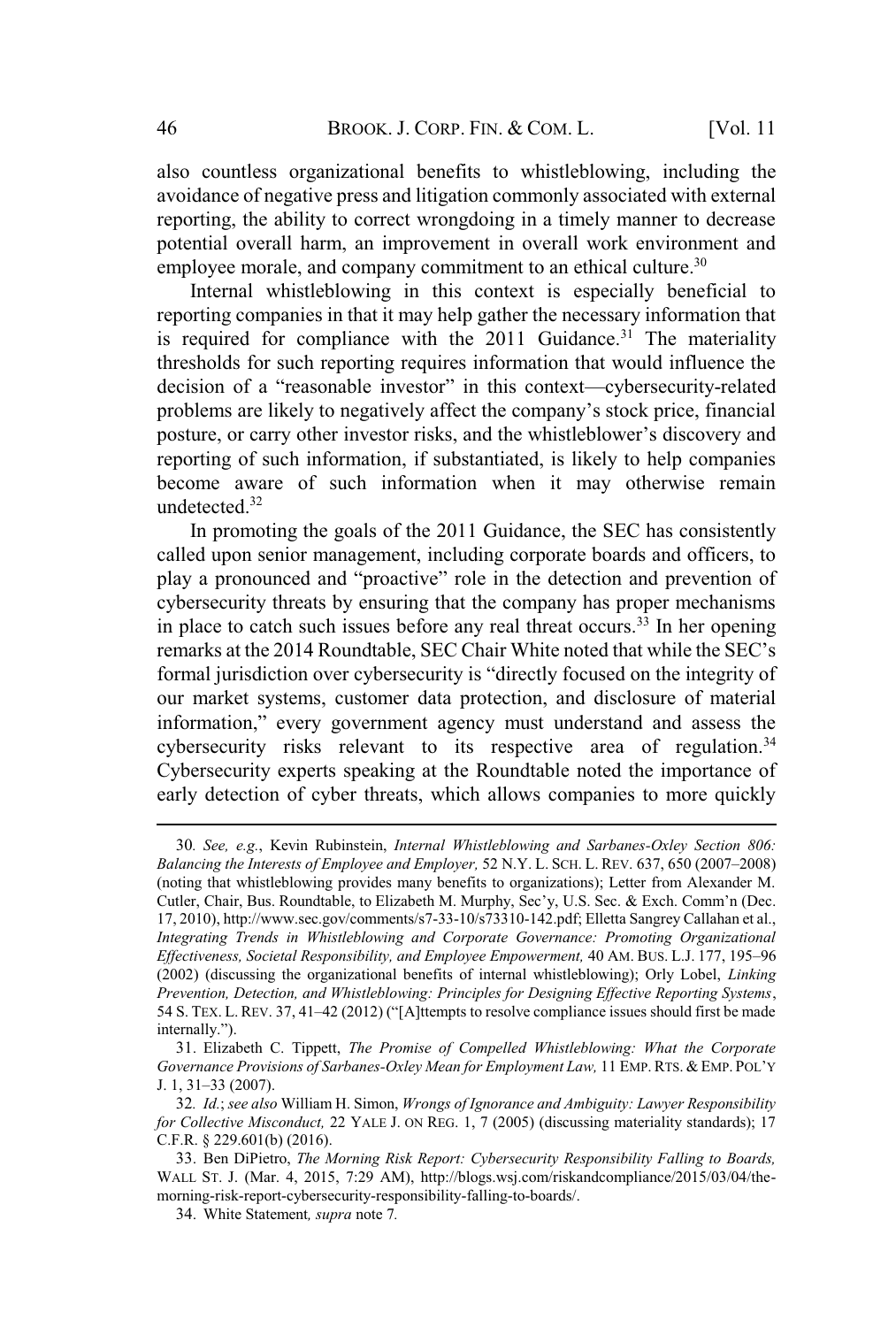also countless organizational benefits to whistleblowing, including the avoidance of negative press and litigation commonly associated with external reporting, the ability to correct wrongdoing in a timely manner to decrease potential overall harm, an improvement in overall work environment and employee morale, and company commitment to an ethical culture.[30]

Internal whistleblowing in this context is especially beneficial to reporting companies in that it may help gather the necessary information that is required for compliance with the 2011 Guidance.[31] The materiality thresholds for such reporting requires information that would influence the decision of a "reasonable investor" in this context—cybersecurity-related problems are likely to negatively affect the company's stock price, financial posture, or carry other investor risks, and the whistleblower's discovery and reporting of such information, if substantiated, is likely to help companies become aware of such information when it may otherwise remain undetected.[32]

In promoting the goals of the 2011 Guidance, the SEC has consistently called upon senior management, including corporate boards and officers, to play a pronounced and "proactive" role in the detection and prevention of cybersecurity threats by ensuring that the company has proper mechanisms in place to catch such issues before any real threat occurs.[33] In her opening remarks at the 2014 Roundtable, SEC Chair White noted that while the SEC's formal jurisdiction over cybersecurity is "directly focused on the integrity of our market systems, customer data protection, and disclosure of material information," every government agency must understand and assess the cybersecurity risks relevant to its respective area of regulation.[34] Cybersecurity experts speaking at the Roundtable noted the importance of early detection of cyber threats, which allows companies to more quickly

---

30. *See, e.g.*, Kevin Rubinstein, *Internal Whistleblowing and Sarbanes-Oxley Section 806: Balancing the Interests of Employee and Employer,* 52 N.Y. L. SCH. L. REV. 637, 650 (2007–2008) (noting that whistleblowing provides many benefits to organizations); Letter from Alexander M. Cutler, Chair, Bus. Roundtable, to Elizabeth M. Murphy, Sec'y, U.S. Sec. & Exch. Comm'n (Dec. 17, 2010), http://www.sec.gov/comments/s7-33-10/s73310-142.pdf; Elletta Sangrey Callahan et al., *Integrating Trends in Whistleblowing and Corporate Governance: Promoting Organizational Effectiveness, Societal Responsibility, and Employee Empowerment,* 40 AM. BUS. L.J. 177, 195–96 (2002) (discussing the organizational benefits of internal whistleblowing); Orly Lobel, *Linking Prevention, Detection, and Whistleblowing: Principles for Designing Effective Reporting Systems*, 54 S. TEX. L. REV. 37, 41–42 (2012) ("[A]ttempts to resolve compliance issues should first be made internally.").

31. Elizabeth C. Tippett, *The Promise of Compelled Whistleblowing: What the Corporate Governance Provisions of Sarbanes-Oxley Mean for Employment Law,* 11 EMP. RTS. & EMP. POL'Y J. 1, 31–33 (2007).

32. *Id.*; *see also* William H. Simon, *Wrongs of Ignorance and Ambiguity: Lawyer Responsibility for Collective Misconduct,* 22 YALE J. ON REG. 1, 7 (2005) (discussing materiality standards); 17 C.F.R. § 229.601(b) (2016).

33. Ben DiPietro, *The Morning Risk Report: Cybersecurity Responsibility Falling to Boards,* WALL ST. J. (Mar. 4, 2015, 7:29 AM), http://blogs.wsj.com/riskandcompliance/2015/03/04/the-morning-risk-report-cybersecurity-responsibility-falling-to-boards/.

34. White Statement*, supra* note 7*.*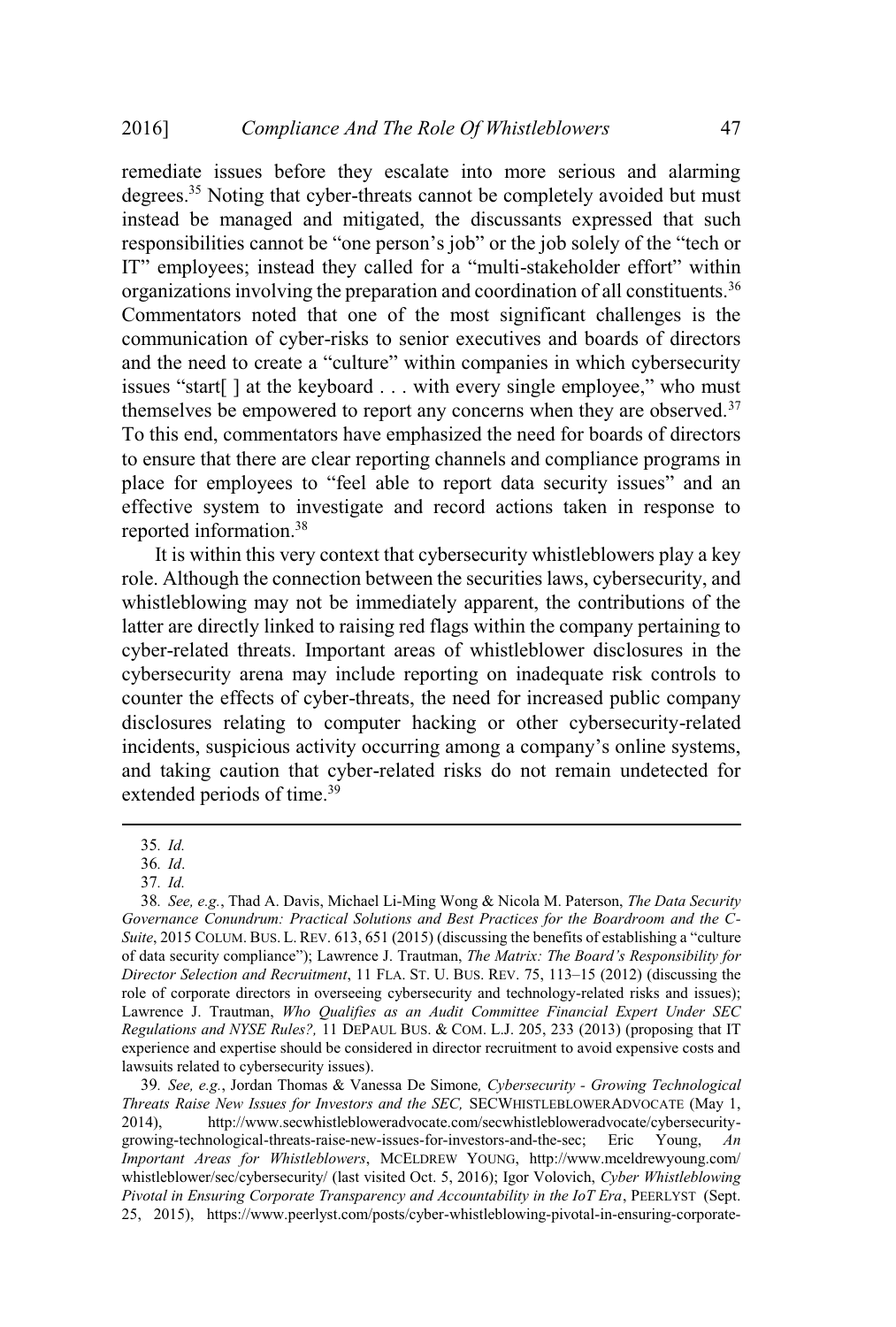remediate issues before they escalate into more serious and alarming degrees.[35] Noting that cyber-threats cannot be completely avoided but must instead be managed and mitigated, the discussants expressed that such responsibilities cannot be "one person's job" or the job solely of the "tech or IT" employees; instead they called for a "multi-stakeholder effort" within organizations involving the preparation and coordination of all constituents.[36] Commentators noted that one of the most significant challenges is the communication of cyber-risks to senior executives and boards of directors and the need to create a "culture" within companies in which cybersecurity issues "start[ ] at the keyboard . . . with every single employee," who must themselves be empowered to report any concerns when they are observed.[37] To this end, commentators have emphasized the need for boards of directors to ensure that there are clear reporting channels and compliance programs in place for employees to "feel able to report data security issues" and an effective system to investigate and record actions taken in response to reported information.[38]

It is within this very context that cybersecurity whistleblowers play a key role. Although the connection between the securities laws, cybersecurity, and whistleblowing may not be immediately apparent, the contributions of the latter are directly linked to raising red flags within the company pertaining to cyber-related threats. Important areas of whistleblower disclosures in the cybersecurity arena may include reporting on inadequate risk controls to counter the effects of cyber-threats, the need for increased public company disclosures relating to computer hacking or other cybersecurity-related incidents, suspicious activity occurring among a company's online systems, and taking caution that cyber-related risks do not remain undetected for extended periods of time.[39]

---

35. *Id.*

36. *Id*.

37. *Id.*

38. *See, e.g.*, Thad A. Davis, Michael Li-Ming Wong & Nicola M. Paterson, *The Data Security Governance Conundrum: Practical Solutions and Best Practices for the Boardroom and the C-Suite*, 2015 COLUM. BUS. L. REV. 613, 651 (2015) (discussing the benefits of establishing a "culture of data security compliance"); Lawrence J. Trautman, *The Matrix: The Board's Responsibility for Director Selection and Recruitment*, 11 FLA. ST. U. BUS. REV. 75, 113–15 (2012) (discussing the role of corporate directors in overseeing cybersecurity and technology-related risks and issues); Lawrence J. Trautman, *Who Qualifies as an Audit Committee Financial Expert Under SEC Regulations and NYSE Rules?,* 11 DEPAUL BUS. & COM. L.J. 205, 233 (2013) (proposing that IT experience and expertise should be considered in director recruitment to avoid expensive costs and lawsuits related to cybersecurity issues).

39. *See, e.g.*, Jordan Thomas & Vanessa De Simone*, Cybersecurity - Growing Technological Threats Raise New Issues for Investors and the SEC,* SECWHISTLEBLOWERADVOCATE (May 1, 2014), http://www.secwhistlebloweradvocate.com/secwhistlebloweradvocate/cybersecurity-growing-technological-threats-raise-new-issues-for-investors-and-the-sec; Eric Young, *An Important Areas for Whistleblowers*, MCELDREW YOUNG, http://www.mceldrewyoung.com/whistleblower/sec/cybersecurity/ (last visited Oct. 5, 2016); Igor Volovich, *Cyber Whistleblowing Pivotal in Ensuring Corporate Transparency and Accountability in the IoT Era*, PEERLYST (Sept. 25, 2015), https://www.peerlyst.com/posts/cyber-whistleblowing-pivotal-in-ensuring-corporate-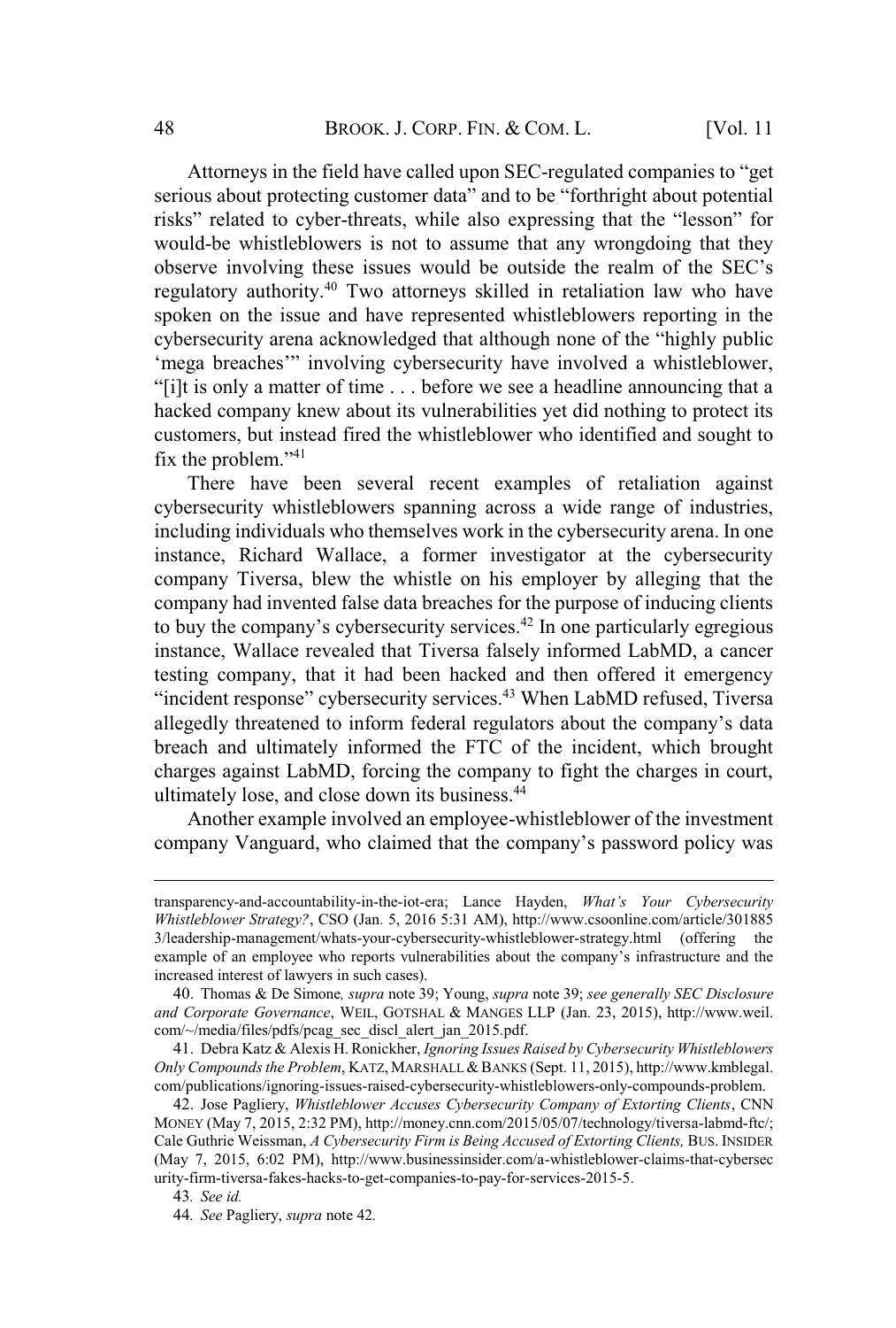Attorneys in the field have called upon SEC-regulated companies to "get serious about protecting customer data" and to be "forthright about potential risks" related to cyber-threats, while also expressing that the "lesson" for would-be whistleblowers is not to assume that any wrongdoing that they observe involving these issues would be outside the realm of the SEC's regulatory authority.[40] Two attorneys skilled in retaliation law who have spoken on the issue and have represented whistleblowers reporting in the cybersecurity arena acknowledged that although none of the "highly public 'mega breaches'" involving cybersecurity have involved a whistleblower, "[i]t is only a matter of time . . . before we see a headline announcing that a hacked company knew about its vulnerabilities yet did nothing to protect its customers, but instead fired the whistleblower who identified and sought to fix the problem."[41]

There have been several recent examples of retaliation against cybersecurity whistleblowers spanning across a wide range of industries, including individuals who themselves work in the cybersecurity arena. In one instance, Richard Wallace, a former investigator at the cybersecurity company Tiversa, blew the whistle on his employer by alleging that the company had invented false data breaches for the purpose of inducing clients to buy the company's cybersecurity services.[42] In one particularly egregious instance, Wallace revealed that Tiversa falsely informed LabMD, a cancer testing company, that it had been hacked and then offered it emergency "incident response" cybersecurity services.[43] When LabMD refused, Tiversa allegedly threatened to inform federal regulators about the company's data breach and ultimately informed the FTC of the incident, which brought charges against LabMD, forcing the company to fight the charges in court, ultimately lose, and close down its business.[44]

Another example involved an employee-whistleblower of the investment company Vanguard, who claimed that the company's password policy was

---

transparency-and-accountability-in-the-iot-era; Lance Hayden, *What's Your Cybersecurity Whistleblower Strategy?*, CSO (Jan. 5, 2016 5:31 AM), http://www.csoonline.com/article/3018853/leadership-management/whats-your-cybersecurity-whistleblower-strategy.html (offering the example of an employee who reports vulnerabilities about the company's infrastructure and the increased interest of lawyers in such cases).

40. Thomas & De Simone*, supra* note 39; Young, *supra* note 39; *see generally SEC Disclosure and Corporate Governance*, WEIL, GOTSHAL & MANGES LLP (Jan. 23, 2015), http://www.weil.com/~/media/files/pdfs/pcag_sec_discl_alert_jan_2015.pdf.

41. Debra Katz & Alexis H. Ronickher, *Ignoring Issues Raised by Cybersecurity Whistleblowers Only Compounds the Problem*, KATZ, MARSHALL & BANKS (Sept. 11, 2015), http://www.kmblegal.com/publications/ignoring-issues-raised-cybersecurity-whistleblowers-only-compounds-problem.

42. Jose Pagliery, *Whistleblower Accuses Cybersecurity Company of Extorting Clients*, CNN MONEY (May 7, 2015, 2:32 PM), http://money.cnn.com/2015/05/07/technology/tiversa-labmd-ftc/; Cale Guthrie Weissman, *A Cybersecurity Firm is Being Accused of Extorting Clients,* BUS. INSIDER (May 7, 2015, 6:02 PM), http://www.businessinsider.com/a-whistleblower-claims-that-cybersecurity-firm-tiversa-fakes-hacks-to-get-companies-to-pay-for-services-2015-5.

43*. See id.*

44*. See* Pagliery, *supra* note 42.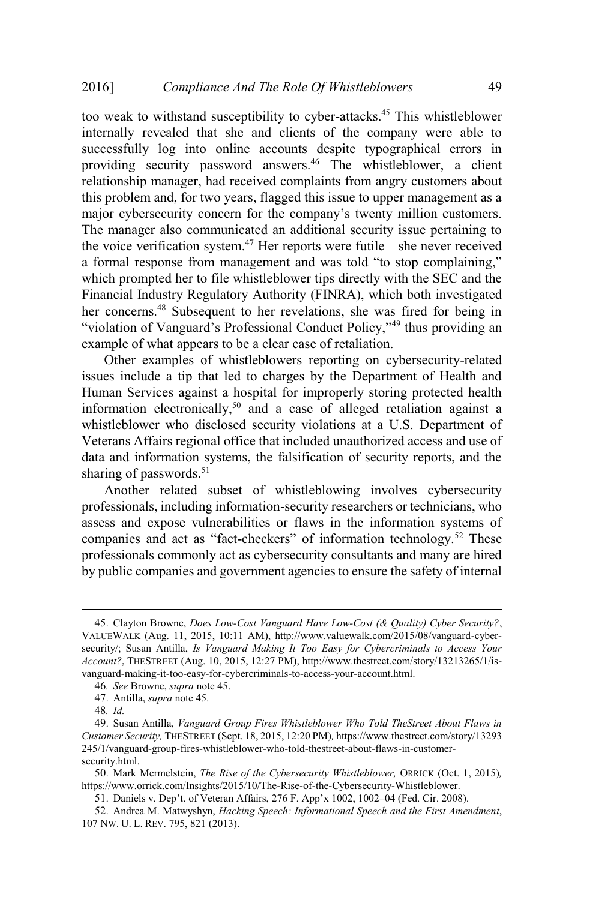too weak to withstand susceptibility to cyber-attacks.[45] This whistleblower internally revealed that she and clients of the company were able to successfully log into online accounts despite typographical errors in providing security password answers.[46] The whistleblower, a client relationship manager, had received complaints from angry customers about this problem and, for two years, flagged this issue to upper management as a major cybersecurity concern for the company's twenty million customers. The manager also communicated an additional security issue pertaining to the voice verification system.[47] Her reports were futile—she never received a formal response from management and was told "to stop complaining," which prompted her to file whistleblower tips directly with the SEC and the Financial Industry Regulatory Authority (FINRA), which both investigated her concerns.[48] Subsequent to her revelations, she was fired for being in "violation of Vanguard's Professional Conduct Policy,"[49] thus providing an example of what appears to be a clear case of retaliation.

Other examples of whistleblowers reporting on cybersecurity-related issues include a tip that led to charges by the Department of Health and Human Services against a hospital for improperly storing protected health information electronically,[50] and a case of alleged retaliation against a whistleblower who disclosed security violations at a U.S. Department of Veterans Affairs regional office that included unauthorized access and use of data and information systems, the falsification of security reports, and the sharing of passwords.[51]

Another related subset of whistleblowing involves cybersecurity professionals, including information-security researchers or technicians, who assess and expose vulnerabilities or flaws in the information systems of companies and act as "fact-checkers" of information technology.[52] These professionals commonly act as cybersecurity consultants and many are hired by public companies and government agencies to ensure the safety of internal

---

45. Clayton Browne, *Does Low-Cost Vanguard Have Low-Cost (& Quality) Cyber Security?*, VALUEWALK (Aug. 11, 2015, 10:11 AM), http://www.valuewalk.com/2015/08/vanguard-cyber-security/; Susan Antilla, *Is Vanguard Making It Too Easy for Cybercriminals to Access Your Account?*, THESTREET (Aug. 10, 2015, 12:27 PM), http://www.thestreet.com/story/13213265/1/is-vanguard-making-it-too-easy-for-cybercriminals-to-access-your-account.html.

46. *See* Browne, *supra* note 45.

47. Antilla, *supra* note 45.

48. *Id.*

49. Susan Antilla, *Vanguard Group Fires Whistleblower Who Told TheStreet About Flaws in Customer Security,* THESTREET (Sept. 18, 2015, 12:20 PM)*,* https://www.thestreet.com/story/13293245/1/vanguard-group-fires-whistleblower-who-told-thestreet-about-flaws-in-customer-security.html.

50. Mark Mermelstein, *The Rise of the Cybersecurity Whistleblower,* ORRICK (Oct. 1, 2015)*,* https://www.orrick.com/Insights/2015/10/The-Rise-of-the-Cybersecurity-Whistleblower.

51. Daniels v. Dep't. of Veteran Affairs, 276 F. App'x 1002, 1002–04 (Fed. Cir. 2008).

52. Andrea M. Matwyshyn, *Hacking Speech: Informational Speech and the First Amendment*, 107 NW. U. L. REV. 795, 821 (2013).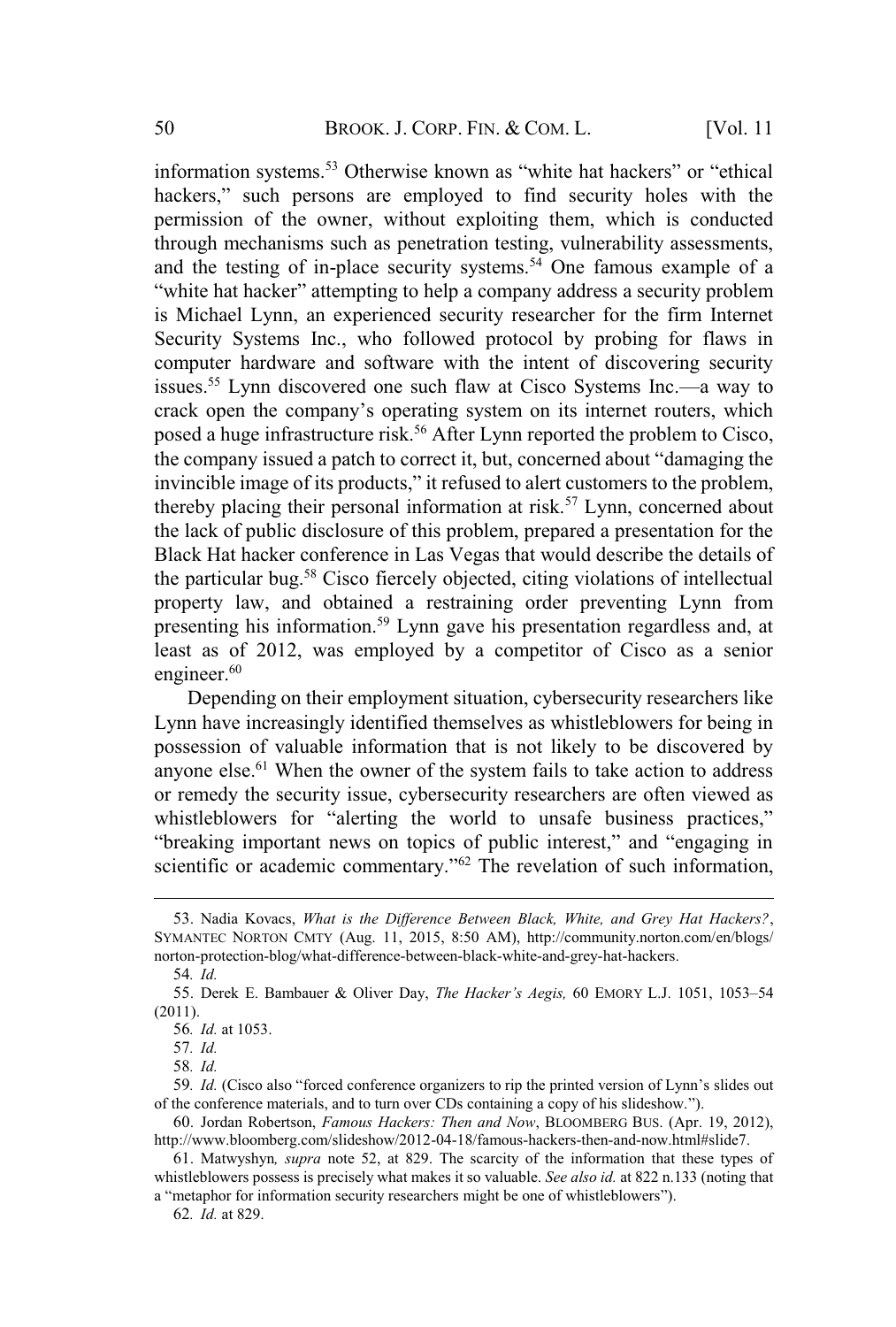information systems.[53] Otherwise known as "white hat hackers" or "ethical hackers," such persons are employed to find security holes with the permission of the owner, without exploiting them, which is conducted through mechanisms such as penetration testing, vulnerability assessments, and the testing of in-place security systems.[54] One famous example of a "white hat hacker" attempting to help a company address a security problem is Michael Lynn, an experienced security researcher for the firm Internet Security Systems Inc., who followed protocol by probing for flaws in computer hardware and software with the intent of discovering security issues.[55] Lynn discovered one such flaw at Cisco Systems Inc.—a way to crack open the company's operating system on its internet routers, which posed a huge infrastructure risk.[56] After Lynn reported the problem to Cisco, the company issued a patch to correct it, but, concerned about "damaging the invincible image of its products," it refused to alert customers to the problem, thereby placing their personal information at risk.[57] Lynn, concerned about the lack of public disclosure of this problem, prepared a presentation for the Black Hat hacker conference in Las Vegas that would describe the details of the particular bug.[58] Cisco fiercely objected, citing violations of intellectual property law, and obtained a restraining order preventing Lynn from presenting his information.[59] Lynn gave his presentation regardless and, at least as of 2012, was employed by a competitor of Cisco as a senior engineer.[60]

Depending on their employment situation, cybersecurity researchers like Lynn have increasingly identified themselves as whistleblowers for being in possession of valuable information that is not likely to be discovered by anyone else.[61] When the owner of the system fails to take action to address or remedy the security issue, cybersecurity researchers are often viewed as whistleblowers for "alerting the world to unsafe business practices," "breaking important news on topics of public interest," and "engaging in scientific or academic commentary."[62] The revelation of such information,

---

53. Nadia Kovacs, *What is the Difference Between Black, White, and Grey Hat Hackers?*, SYMANTEC NORTON CMTY (Aug. 11, 2015, 8:50 AM), http://community.norton.com/en/blogs/norton-protection-blog/what-difference-between-black-white-and-grey-hat-hackers.

54. *Id.*

55. Derek E. Bambauer & Oliver Day, *The Hacker's Aegis,* 60 EMORY L.J. 1051, 1053–54 (2011).

56. *Id.* at 1053.

57. *Id.*

58. *Id.*

59. *Id.* (Cisco also "forced conference organizers to rip the printed version of Lynn's slides out of the conference materials, and to turn over CDs containing a copy of his slideshow.").

60. Jordan Robertson, *Famous Hackers: Then and Now*, BLOOMBERG BUS. (Apr. 19, 2012), http://www.bloomberg.com/slideshow/2012-04-18/famous-hackers-then-and-now.html#slide7.

61. Matwyshyn*, supra* note 52, at 829. The scarcity of the information that these types of whistleblowers possess is precisely what makes it so valuable. *See also id.* at 822 n.133 (noting that a "metaphor for information security researchers might be one of whistleblowers").

62. *Id.* at 829.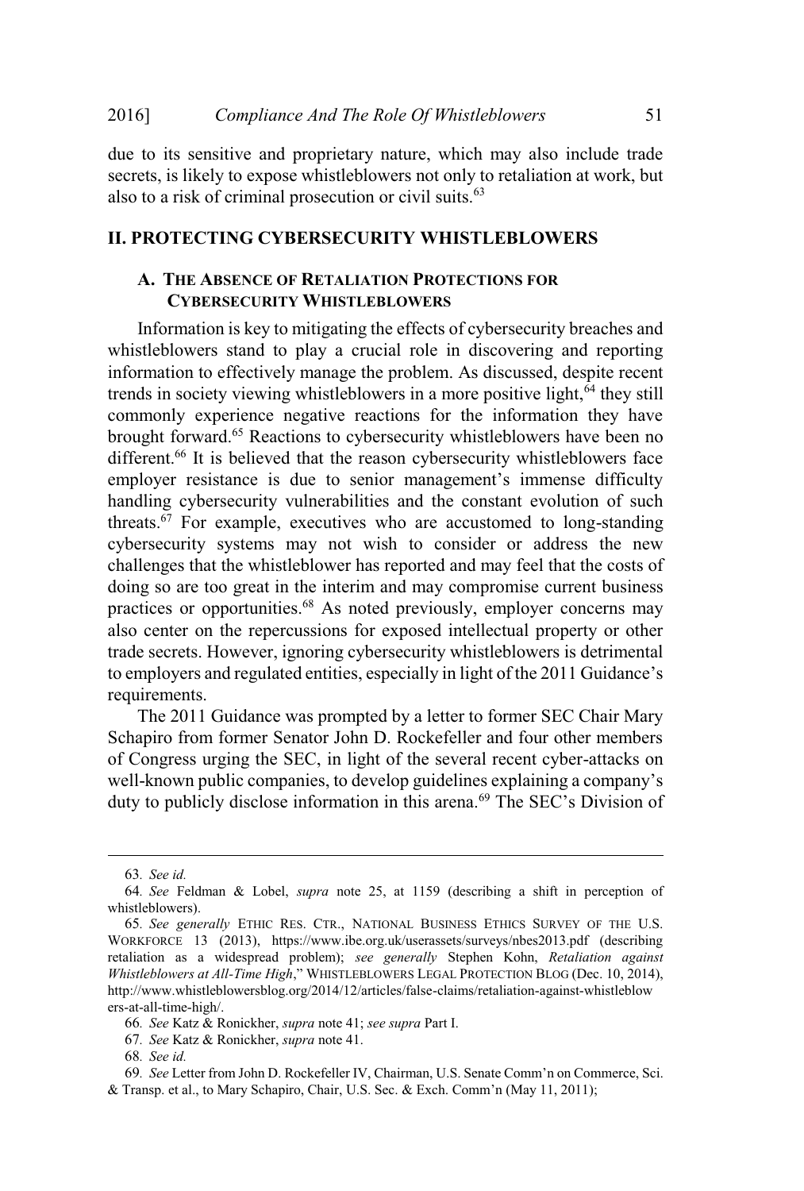due to its sensitive and proprietary nature, which may also include trade secrets, is likely to expose whistleblowers not only to retaliation at work, but also to a risk of criminal prosecution or civil suits.[63]

## II. PROTECTING CYBERSECURITY WHISTLEBLOWERS

### A. THE ABSENCE OF RETALIATION PROTECTIONS FOR CYBERSECURITY WHISTLEBLOWERS

Information is key to mitigating the effects of cybersecurity breaches and whistleblowers stand to play a crucial role in discovering and reporting information to effectively manage the problem. As discussed, despite recent trends in society viewing whistleblowers in a more positive light,[64] they still commonly experience negative reactions for the information they have brought forward.[65] Reactions to cybersecurity whistleblowers have been no different.[66] It is believed that the reason cybersecurity whistleblowers face employer resistance is due to senior management's immense difficulty handling cybersecurity vulnerabilities and the constant evolution of such threats.[67] For example, executives who are accustomed to long-standing cybersecurity systems may not wish to consider or address the new challenges that the whistleblower has reported and may feel that the costs of doing so are too great in the interim and may compromise current business practices or opportunities.[68] As noted previously, employer concerns may also center on the repercussions for exposed intellectual property or other trade secrets. However, ignoring cybersecurity whistleblowers is detrimental to employers and regulated entities, especially in light of the 2011 Guidance's requirements.

The 2011 Guidance was prompted by a letter to former SEC Chair Mary Schapiro from former Senator John D. Rockefeller and four other members of Congress urging the SEC, in light of the several recent cyber-attacks on well-known public companies, to develop guidelines explaining a company's duty to publicly disclose information in this arena.[69] The SEC's Division of

---

63. *See id.*

64. *See* Feldman & Lobel, *supra* note 25, at 1159 (describing a shift in perception of whistleblowers).

65. *See generally* ETHIC RES. CTR., NATIONAL BUSINESS ETHICS SURVEY OF THE U.S. WORKFORCE 13 (2013), https://www.ibe.org.uk/userassets/surveys/nbes2013.pdf (describing retaliation as a widespread problem); *see generally* Stephen Kohn, *Retaliation against Whistleblowers at All-Time High*," WHISTLEBLOWERS LEGAL PROTECTION BLOG (Dec. 10, 2014), http://www.whistleblowersblog.org/2014/12/articles/false-claims/retaliation-against-whistleblowers-at-all-time-high/.

66. *See* Katz & Ronickher, *supra* note 41; *see supra* Part I.

67. *See* Katz & Ronickher, *supra* note 41.

68. *See id.*

69. *See* Letter from John D. Rockefeller IV, Chairman, U.S. Senate Comm'n on Commerce, Sci. & Transp. et al., to Mary Schapiro, Chair, U.S. Sec. & Exch. Comm'n (May 11, 2011);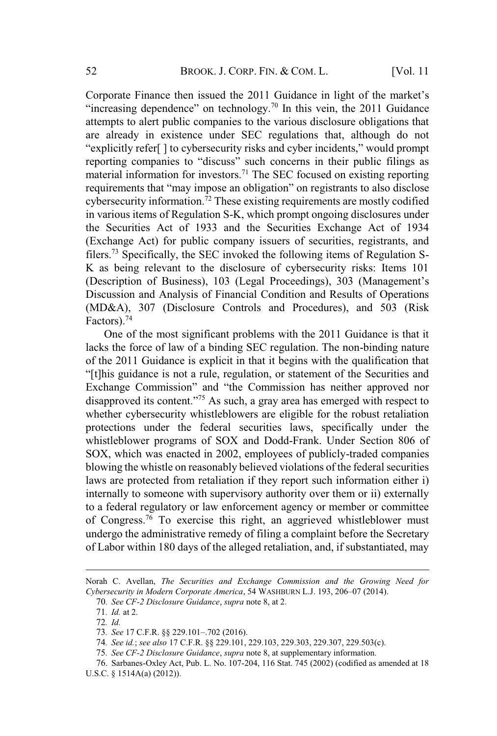Corporate Finance then issued the 2011 Guidance in light of the market's "increasing dependence" on technology.[70] In this vein, the 2011 Guidance attempts to alert public companies to the various disclosure obligations that are already in existence under SEC regulations that, although do not "explicitly refer[ ] to cybersecurity risks and cyber incidents," would prompt reporting companies to "discuss" such concerns in their public filings as material information for investors.[71] The SEC focused on existing reporting requirements that "may impose an obligation" on registrants to also disclose cybersecurity information.[72] These existing requirements are mostly codified in various items of Regulation S-K, which prompt ongoing disclosures under the Securities Act of 1933 and the Securities Exchange Act of 1934 (Exchange Act) for public company issuers of securities, registrants, and filers.[73] Specifically, the SEC invoked the following items of Regulation S-K as being relevant to the disclosure of cybersecurity risks: Items 101 (Description of Business), 103 (Legal Proceedings), 303 (Management's Discussion and Analysis of Financial Condition and Results of Operations (MD&A), 307 (Disclosure Controls and Procedures), and 503 (Risk Factors).[74]

One of the most significant problems with the 2011 Guidance is that it lacks the force of law of a binding SEC regulation. The non-binding nature of the 2011 Guidance is explicit in that it begins with the qualification that "[t]his guidance is not a rule, regulation, or statement of the Securities and Exchange Commission" and "the Commission has neither approved nor disapproved its content."[75] As such, a gray area has emerged with respect to whether cybersecurity whistleblowers are eligible for the robust retaliation protections under the federal securities laws, specifically under the whistleblower programs of SOX and Dodd-Frank. Under Section 806 of SOX, which was enacted in 2002, employees of publicly-traded companies blowing the whistle on reasonably believed violations of the federal securities laws are protected from retaliation if they report such information either i) internally to someone with supervisory authority over them or ii) externally to a federal regulatory or law enforcement agency or member or committee of Congress.[76] To exercise this right, an aggrieved whistleblower must undergo the administrative remedy of filing a complaint before the Secretary of Labor within 180 days of the alleged retaliation, and, if substantiated, may

---

Norah C. Avellan, *The Securities and Exchange Commission and the Growing Need for Cybersecurity in Modern Corporate America*, 54 WASHBURN L.J. 193, 206–07 (2014).

70. *See CF-2 Disclosure Guidance*, *supra* note 8, at 2.

71. *Id.* at 2.

72. *Id.*

73. *See* 17 C.F.R. §§ 229.101–.702 (2016).

74. *See id.*; *see also* 17 C.F.R. §§ 229.101, 229.103, 229.303, 229.307, 229.503(c).

75. *See CF-2 Disclosure Guidance*, *supra* note 8, at supplementary information.

76. Sarbanes-Oxley Act, Pub. L. No. 107-204, 116 Stat. 745 (2002) (codified as amended at 18 U.S.C. § 1514A(a) (2012)).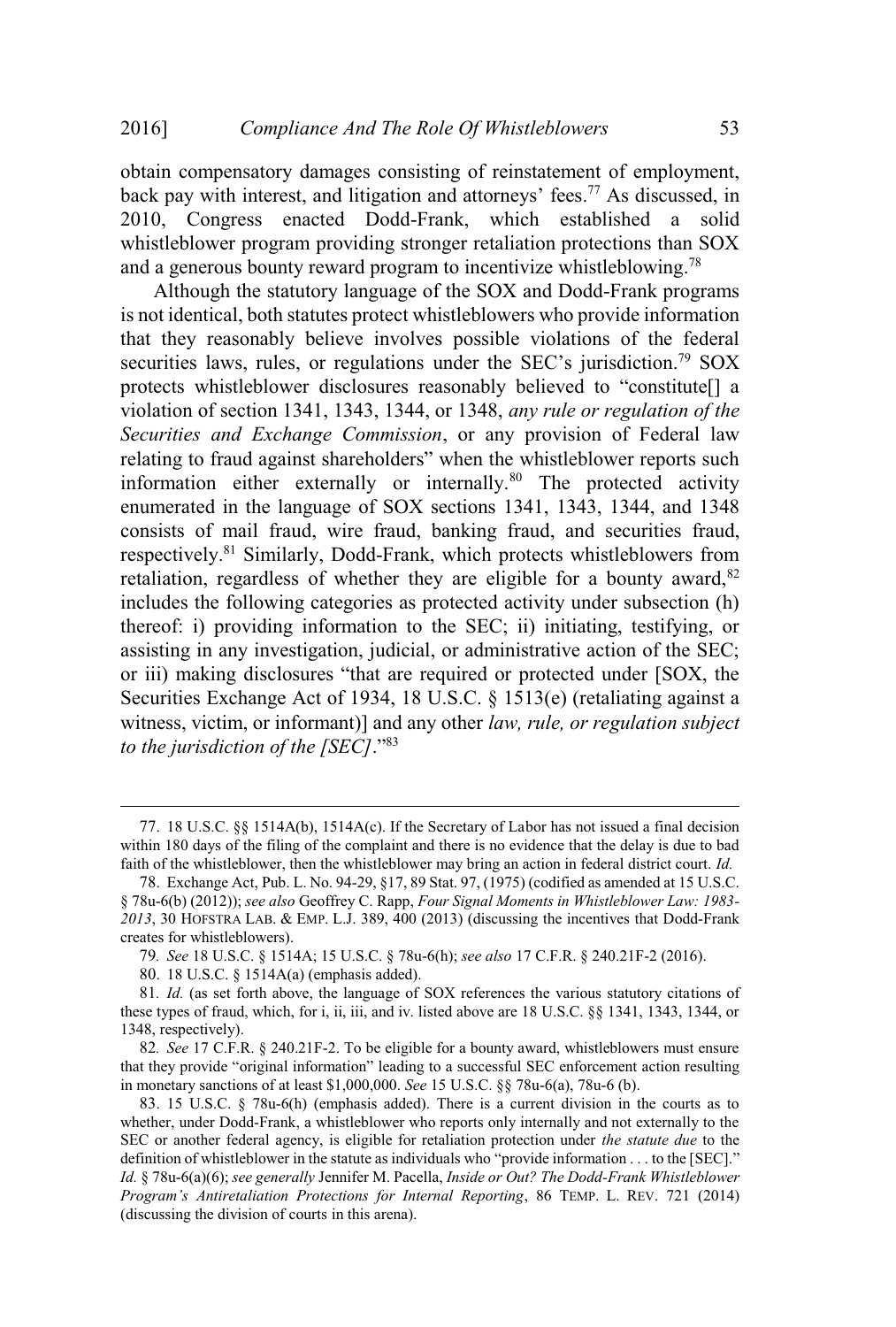obtain compensatory damages consisting of reinstatement of employment, back pay with interest, and litigation and attorneys' fees.[77] As discussed, in 2010, Congress enacted Dodd-Frank, which established a solid whistleblower program providing stronger retaliation protections than SOX and a generous bounty reward program to incentivize whistleblowing.[78]

Although the statutory language of the SOX and Dodd-Frank programs is not identical, both statutes protect whistleblowers who provide information that they reasonably believe involves possible violations of the federal securities laws, rules, or regulations under the SEC's jurisdiction.[79] SOX protects whistleblower disclosures reasonably believed to "constitute[] a violation of section 1341, 1343, 1344, or 1348, *any rule or regulation of the Securities and Exchange Commission*, or any provision of Federal law relating to fraud against shareholders" when the whistleblower reports such information either externally or internally.[80] The protected activity enumerated in the language of SOX sections 1341, 1343, 1344, and 1348 consists of mail fraud, wire fraud, banking fraud, and securities fraud, respectively.[81] Similarly, Dodd-Frank, which protects whistleblowers from retaliation, regardless of whether they are eligible for a bounty award,[82] includes the following categories as protected activity under subsection (h) thereof: i) providing information to the SEC; ii) initiating, testifying, or assisting in any investigation, judicial, or administrative action of the SEC; or iii) making disclosures "that are required or protected under [SOX, the Securities Exchange Act of 1934, 18 U.S.C. § 1513(e) (retaliating against a witness, victim, or informant)] and any other *law, rule, or regulation subject to the jurisdiction of the [SEC]*."[83]

---

77. 18 U.S.C. §§ 1514A(b), 1514A(c). If the Secretary of Labor has not issued a final decision within 180 days of the filing of the complaint and there is no evidence that the delay is due to bad faith of the whistleblower, then the whistleblower may bring an action in federal district court. *Id.*

78. Exchange Act, Pub. L. No. 94-29, §17, 89 Stat. 97, (1975) (codified as amended at 15 U.S.C. § 78u-6(b) (2012)); *see also* Geoffrey C. Rapp, *Four Signal Moments in Whistleblower Law: 1983-2013*, 30 HOFSTRA LAB. & EMP. L.J. 389, 400 (2013) (discussing the incentives that Dodd-Frank creates for whistleblowers).

79. *See* 18 U.S.C. § 1514A; 15 U.S.C. § 78u-6(h); *see also* 17 C.F.R. § 240.21F-2 (2016).

80. 18 U.S.C. § 1514A(a) (emphasis added).

81. *Id.* (as set forth above, the language of SOX references the various statutory citations of these types of fraud, which, for i, ii, iii, and iv. listed above are 18 U.S.C. §§ 1341, 1343, 1344, or 1348, respectively).

82. *See* 17 C.F.R. § 240.21F-2. To be eligible for a bounty award, whistleblowers must ensure that they provide "original information" leading to a successful SEC enforcement action resulting in monetary sanctions of at least $1,000,000. *See* 15 U.S.C. §§ 78u-6(a), 78u-6 (b).

83. 15 U.S.C. § 78u-6(h) (emphasis added). There is a current division in the courts as to whether, under Dodd-Frank, a whistleblower who reports only internally and not externally to the SEC or another federal agency, is eligible for retaliation protection under *the statute due* to the definition of whistleblower in the statute as individuals who "provide information . . . to the [SEC]." *Id.* § 78u-6(a)(6); *see generally* Jennifer M. Pacella, *Inside or Out? The Dodd-Frank Whistleblower Program's Antiretaliation Protections for Internal Reporting*, 86 TEMP. L. REV. 721 (2014) (discussing the division of courts in this arena).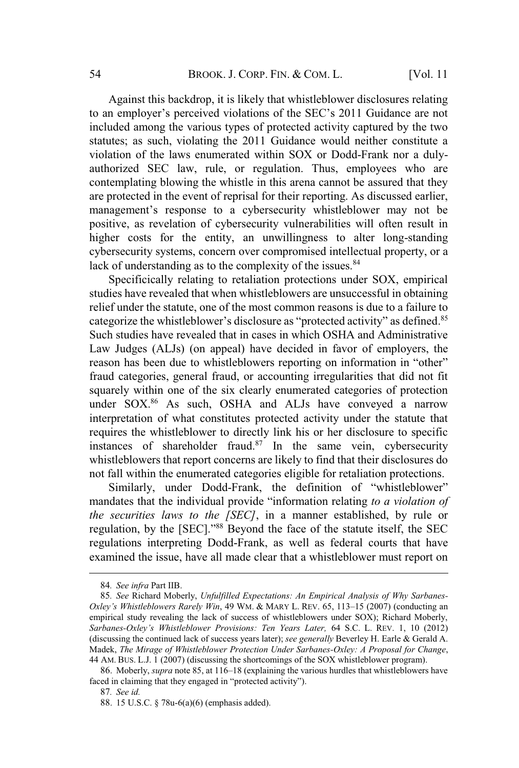Against this backdrop, it is likely that whistleblower disclosures relating to an employer's perceived violations of the SEC's 2011 Guidance are not included among the various types of protected activity captured by the two statutes; as such, violating the 2011 Guidance would neither constitute a violation of the laws enumerated within SOX or Dodd-Frank nor a duly-authorized SEC law, rule, or regulation. Thus, employees who are contemplating blowing the whistle in this arena cannot be assured that they are protected in the event of reprisal for their reporting. As discussed earlier, management's response to a cybersecurity whistleblower may not be positive, as revelation of cybersecurity vulnerabilities will often result in higher costs for the entity, an unwillingness to alter long-standing cybersecurity systems, concern over compromised intellectual property, or a lack of understanding as to the complexity of the issues.[84]

Specificically relating to retaliation protections under SOX, empirical studies have revealed that when whistleblowers are unsuccessful in obtaining relief under the statute, one of the most common reasons is due to a failure to categorize the whistleblower's disclosure as "protected activity" as defined.[85] Such studies have revealed that in cases in which OSHA and Administrative Law Judges (ALJs) (on appeal) have decided in favor of employers, the reason has been due to whistleblowers reporting on information in "other" fraud categories, general fraud, or accounting irregularities that did not fit squarely within one of the six clearly enumerated categories of protection under SOX.[86] As such, OSHA and ALJs have conveyed a narrow interpretation of what constitutes protected activity under the statute that requires the whistleblower to directly link his or her disclosure to specific instances of shareholder fraud.[87] In the same vein, cybersecurity whistleblowers that report concerns are likely to find that their disclosures do not fall within the enumerated categories eligible for retaliation protections.

Similarly, under Dodd-Frank, the definition of "whistleblower" mandates that the individual provide "information relating *to a violation of the securities laws to the [SEC]*, in a manner established, by rule or regulation, by the [SEC]."[88] Beyond the face of the statute itself, the SEC regulations interpreting Dodd-Frank, as well as federal courts that have examined the issue, have all made clear that a whistleblower must report on

---

84. *See infra* Part IIB.

85. *See* Richard Moberly, *Unfulfilled Expectations: An Empirical Analysis of Why Sarbanes-Oxley's Whistleblowers Rarely Win*, 49 WM. & MARY L. REV. 65, 113–15 (2007) (conducting an empirical study revealing the lack of success of whistleblowers under SOX); Richard Moberly, *Sarbanes-Oxley's Whistleblower Provisions: Ten Years Later,* 64 S.C. L. REV. 1, 10 (2012) (discussing the continued lack of success years later); *see generally* Beverley H. Earle & Gerald A. Madek, *The Mirage of Whistleblower Protection Under Sarbanes-Oxley: A Proposal for Change*, 44 AM. BUS. L.J. 1 (2007) (discussing the shortcomings of the SOX whistleblower program).

86. Moberly, *supra* note 85, at 116–18 (explaining the various hurdles that whistleblowers have faced in claiming that they engaged in "protected activity").

87. *See id.*

88. 15 U.S.C. § 78u-6(a)(6) (emphasis added).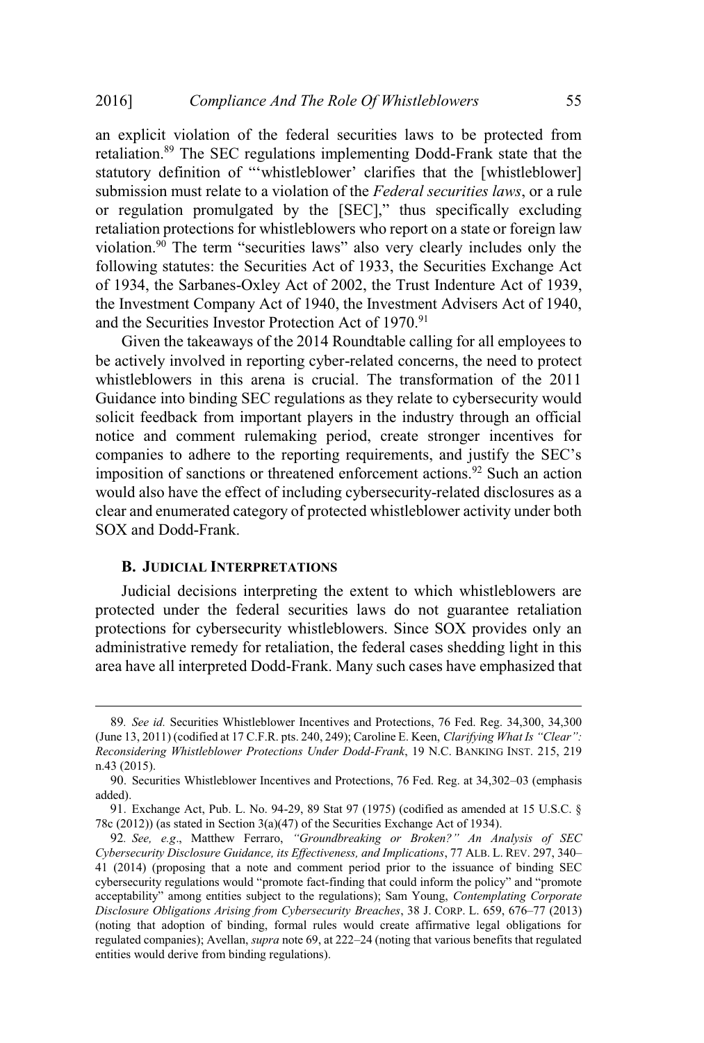an explicit violation of the federal securities laws to be protected from retaliation.[89] The SEC regulations implementing Dodd-Frank state that the statutory definition of "'whistleblower' clarifies that the [whistleblower] submission must relate to a violation of the *Federal securities laws*, or a rule or regulation promulgated by the [SEC]," thus specifically excluding retaliation protections for whistleblowers who report on a state or foreign law violation.[90] The term "securities laws" also very clearly includes only the following statutes: the Securities Act of 1933, the Securities Exchange Act of 1934, the Sarbanes-Oxley Act of 2002, the Trust Indenture Act of 1939, the Investment Company Act of 1940, the Investment Advisers Act of 1940, and the Securities Investor Protection Act of 1970.[91]

Given the takeaways of the 2014 Roundtable calling for all employees to be actively involved in reporting cyber-related concerns, the need to protect whistleblowers in this arena is crucial. The transformation of the 2011 Guidance into binding SEC regulations as they relate to cybersecurity would solicit feedback from important players in the industry through an official notice and comment rulemaking period, create stronger incentives for companies to adhere to the reporting requirements, and justify the SEC's imposition of sanctions or threatened enforcement actions.[92] Such an action would also have the effect of including cybersecurity-related disclosures as a clear and enumerated category of protected whistleblower activity under both SOX and Dodd-Frank.

### B. Judicial Interpretations

Judicial decisions interpreting the extent to which whistleblowers are protected under the federal securities laws do not guarantee retaliation protections for cybersecurity whistleblowers. Since SOX provides only an administrative remedy for retaliation, the federal cases shedding light in this area have all interpreted Dodd-Frank. Many such cases have emphasized that

---

89. *See id.* Securities Whistleblower Incentives and Protections, 76 Fed. Reg. 34,300, 34,300 (June 13, 2011) (codified at 17 C.F.R. pts. 240, 249); Caroline E. Keen, *Clarifying What Is "Clear": Reconsidering Whistleblower Protections Under Dodd-Frank*, 19 N.C. Banking Inst. 215, 219 n.43 (2015).

90. Securities Whistleblower Incentives and Protections, 76 Fed. Reg. at 34,302–03 (emphasis added).

91. Exchange Act, Pub. L. No. 94-29, 89 Stat 97 (1975) (codified as amended at 15 U.S.C. § 78c (2012)) (as stated in Section 3(a)(47) of the Securities Exchange Act of 1934).

92. *See, e.g.*, Matthew Ferraro, *"Groundbreaking or Broken?" An Analysis of SEC Cybersecurity Disclosure Guidance, its Effectiveness, and Implications*, 77 Alb. L. Rev. 297, 340–41 (2014) (proposing that a note and comment period prior to the issuance of binding SEC cybersecurity regulations would "promote fact-finding that could inform the policy" and "promote acceptability" among entities subject to the regulations); Sam Young, *Contemplating Corporate Disclosure Obligations Arising from Cybersecurity Breaches*, 38 J. Corp. L. 659, 676–77 (2013) (noting that adoption of binding, formal rules would create affirmative legal obligations for regulated companies); Avellan, *supra* note 69, at 222–24 (noting that various benefits that regulated entities would derive from binding regulations).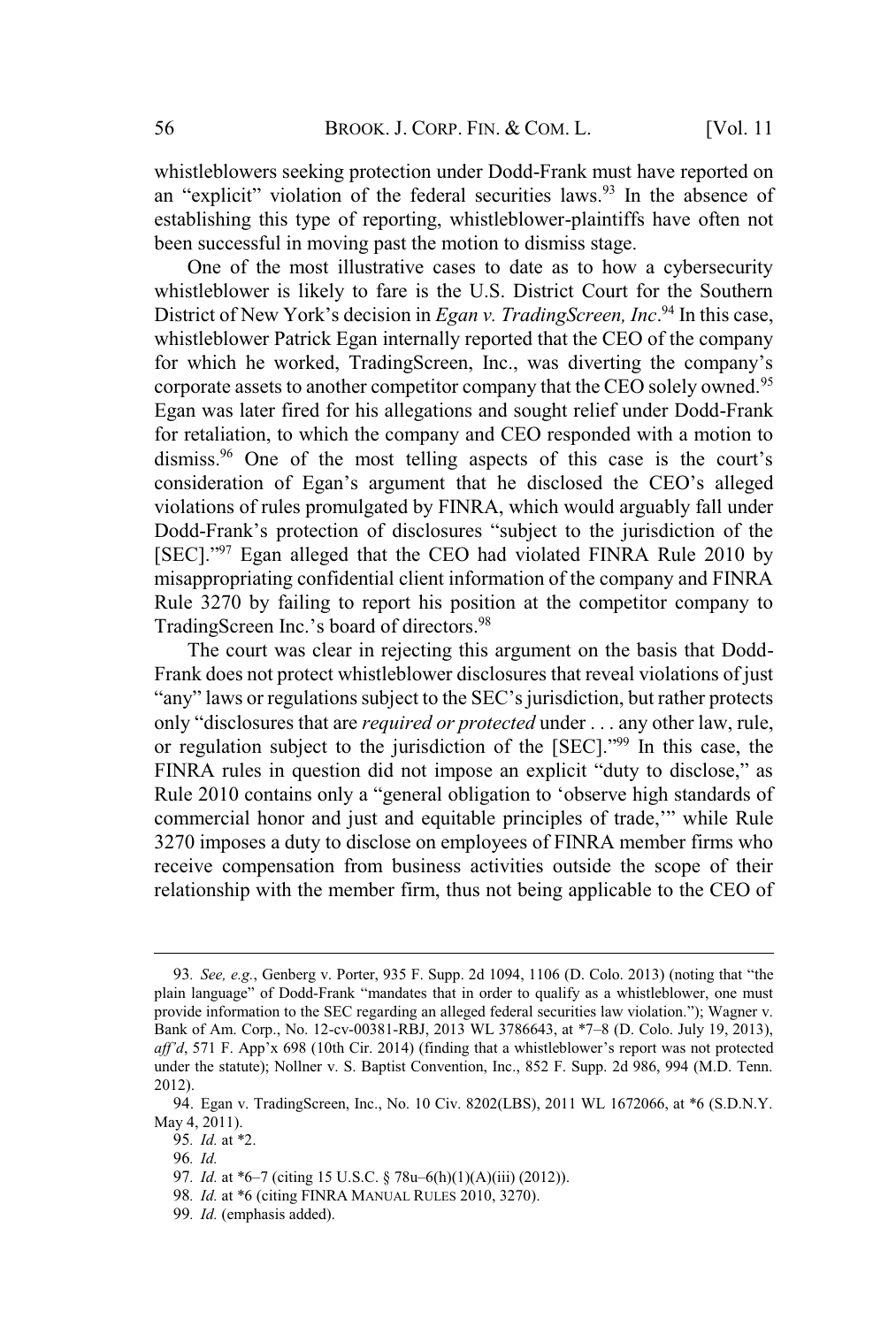whistleblowers seeking protection under Dodd-Frank must have reported on an "explicit" violation of the federal securities laws.[93] In the absence of establishing this type of reporting, whistleblower-plaintiffs have often not been successful in moving past the motion to dismiss stage.

One of the most illustrative cases to date as to how a cybersecurity whistleblower is likely to fare is the U.S. District Court for the Southern District of New York's decision in *Egan v. TradingScreen, Inc*.[94] In this case, whistleblower Patrick Egan internally reported that the CEO of the company for which he worked, TradingScreen, Inc., was diverting the company's corporate assets to another competitor company that the CEO solely owned.[95] Egan was later fired for his allegations and sought relief under Dodd-Frank for retaliation, to which the company and CEO responded with a motion to dismiss.[96] One of the most telling aspects of this case is the court's consideration of Egan's argument that he disclosed the CEO's alleged violations of rules promulgated by FINRA, which would arguably fall under Dodd-Frank's protection of disclosures "subject to the jurisdiction of the [SEC]."[97] Egan alleged that the CEO had violated FINRA Rule 2010 by misappropriating confidential client information of the company and FINRA Rule 3270 by failing to report his position at the competitor company to TradingScreen Inc.'s board of directors.[98]

The court was clear in rejecting this argument on the basis that Dodd-Frank does not protect whistleblower disclosures that reveal violations of just "any" laws or regulations subject to the SEC's jurisdiction, but rather protects only "disclosures that are *required or protected* under . . . any other law, rule, or regulation subject to the jurisdiction of the [SEC]."[99] In this case, the FINRA rules in question did not impose an explicit "duty to disclose," as Rule 2010 contains only a "general obligation to 'observe high standards of commercial honor and just and equitable principles of trade,'" while Rule 3270 imposes a duty to disclose on employees of FINRA member firms who receive compensation from business activities outside the scope of their relationship with the member firm, thus not being applicable to the CEO of

---

93. *See, e.g.*, Genberg v. Porter, 935 F. Supp. 2d 1094, 1106 (D. Colo. 2013) (noting that "the plain language" of Dodd-Frank "mandates that in order to qualify as a whistleblower, one must provide information to the SEC regarding an alleged federal securities law violation."); Wagner v. Bank of Am. Corp., No. 12-cv-00381-RBJ, 2013 WL 3786643, at *7–8 (D. Colo. July 19, 2013), *aff'd*, 571 F. App'x 698 (10th Cir. 2014) (finding that a whistleblower's report was not protected under the statute); Nollner v. S. Baptist Convention, Inc., 852 F. Supp. 2d 986, 994 (M.D. Tenn. 2012).

94. Egan v. TradingScreen, Inc., No. 10 Civ. 8202(LBS), 2011 WL 1672066, at *6 (S.D.N.Y. May 4, 2011).

95. *Id.* at *2.

96. *Id.*

97. *Id.* at *6–7 (citing 15 U.S.C. § 78u–6(h)(1)(A)(iii) (2012)).

98. *Id.* at *6 (citing FINRA MANUAL RULES 2010, 3270).

99. *Id.* (emphasis added).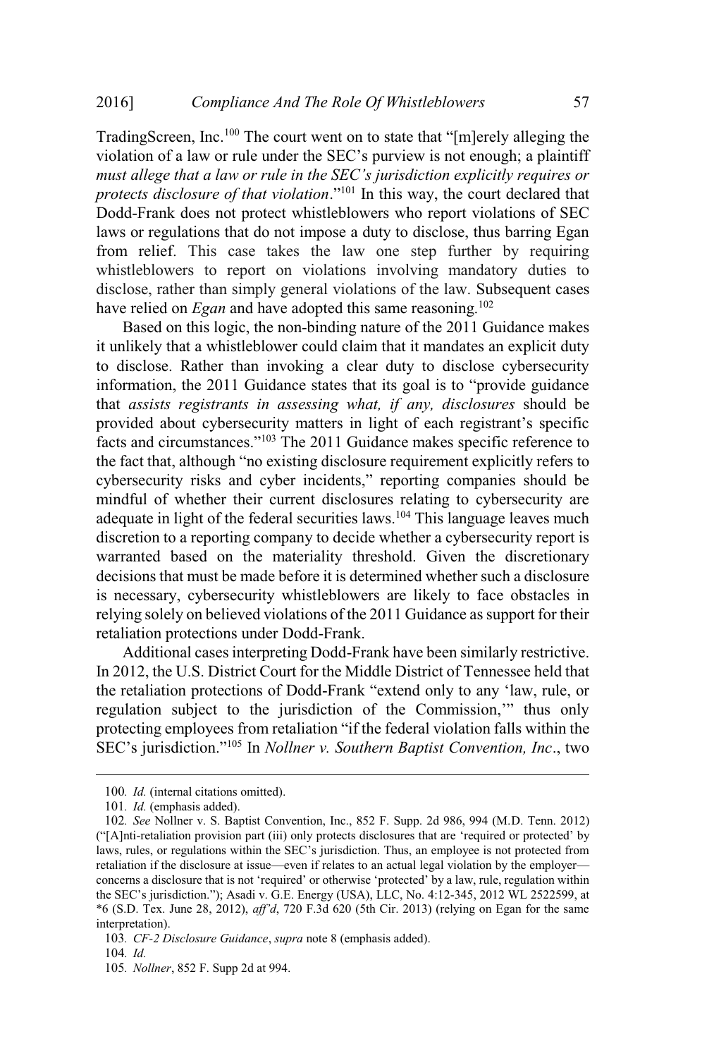TradingScreen, Inc.[100] The court went on to state that "[m]erely alleging the violation of a law or rule under the SEC's purview is not enough; a plaintiff *must allege that a law or rule in the SEC's jurisdiction explicitly requires or protects disclosure of that violation*."[101] In this way, the court declared that Dodd-Frank does not protect whistleblowers who report violations of SEC laws or regulations that do not impose a duty to disclose, thus barring Egan from relief. This case takes the law one step further by requiring whistleblowers to report on violations involving mandatory duties to disclose, rather than simply general violations of the law. Subsequent cases have relied on *Egan* and have adopted this same reasoning.[102]

Based on this logic, the non-binding nature of the 2011 Guidance makes it unlikely that a whistleblower could claim that it mandates an explicit duty to disclose. Rather than invoking a clear duty to disclose cybersecurity information, the 2011 Guidance states that its goal is to "provide guidance that *assists registrants in assessing what, if any, disclosures* should be provided about cybersecurity matters in light of each registrant's specific facts and circumstances."[103] The 2011 Guidance makes specific reference to the fact that, although "no existing disclosure requirement explicitly refers to cybersecurity risks and cyber incidents," reporting companies should be mindful of whether their current disclosures relating to cybersecurity are adequate in light of the federal securities laws.[104] This language leaves much discretion to a reporting company to decide whether a cybersecurity report is warranted based on the materiality threshold. Given the discretionary decisions that must be made before it is determined whether such a disclosure is necessary, cybersecurity whistleblowers are likely to face obstacles in relying solely on believed violations of the 2011 Guidance as support for their retaliation protections under Dodd-Frank.

Additional cases interpreting Dodd-Frank have been similarly restrictive. In 2012, the U.S. District Court for the Middle District of Tennessee held that the retaliation protections of Dodd-Frank "extend only to any 'law, rule, or regulation subject to the jurisdiction of the Commission,'" thus only protecting employees from retaliation "if the federal violation falls within the SEC's jurisdiction."[105] In *Nollner v. Southern Baptist Convention, Inc*., two

---

100. *Id.* (internal citations omitted).

101. *Id.* (emphasis added).

102. *See* Nollner v. S. Baptist Convention, Inc., 852 F. Supp. 2d 986, 994 (M.D. Tenn. 2012) ("[A]nti-retaliation provision part (iii) only protects disclosures that are 'required or protected' by laws, rules, or regulations within the SEC's jurisdiction. Thus, an employee is not protected from retaliation if the disclosure at issue—even if relates to an actual legal violation by the employer—concerns a disclosure that is not 'required' or otherwise 'protected' by a law, rule, regulation within the SEC's jurisdiction."); Asadi v. G.E. Energy (USA), LLC, No. 4:12-345, 2012 WL 2522599, at *6 (S.D. Tex. June 28, 2012), *aff'd*, 720 F.3d 620 (5th Cir. 2013) (relying on Egan for the same interpretation).

103. *CF-2 Disclosure Guidance*, *supra* note 8 (emphasis added).

104. *Id.*

105. *Nollner*, 852 F. Supp 2d at 994.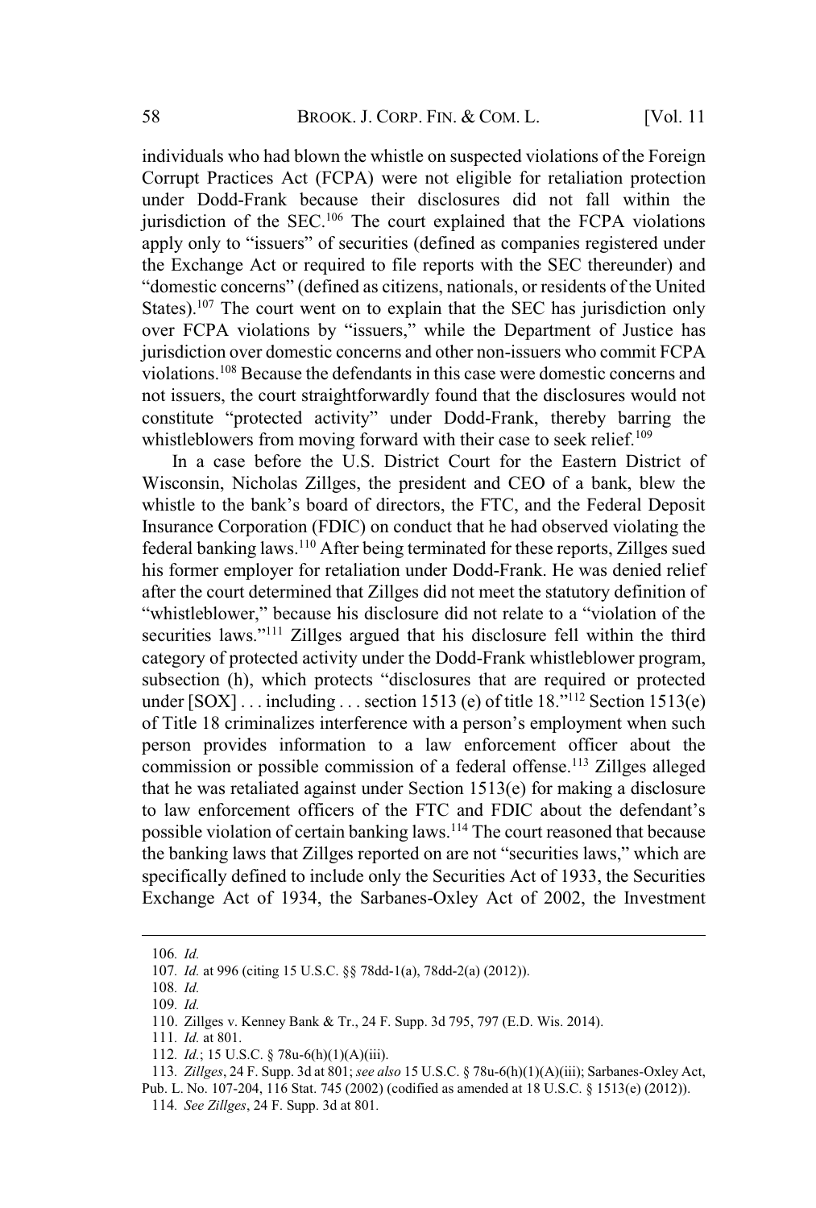individuals who had blown the whistle on suspected violations of the Foreign Corrupt Practices Act (FCPA) were not eligible for retaliation protection under Dodd-Frank because their disclosures did not fall within the jurisdiction of the SEC.[106] The court explained that the FCPA violations apply only to "issuers" of securities (defined as companies registered under the Exchange Act or required to file reports with the SEC thereunder) and "domestic concerns" (defined as citizens, nationals, or residents of the United States).[107] The court went on to explain that the SEC has jurisdiction only over FCPA violations by "issuers," while the Department of Justice has jurisdiction over domestic concerns and other non-issuers who commit FCPA violations.[108] Because the defendants in this case were domestic concerns and not issuers, the court straightforwardly found that the disclosures would not constitute "protected activity" under Dodd-Frank, thereby barring the whistleblowers from moving forward with their case to seek relief.[109]

In a case before the U.S. District Court for the Eastern District of Wisconsin, Nicholas Zillges, the president and CEO of a bank, blew the whistle to the bank's board of directors, the FTC, and the Federal Deposit Insurance Corporation (FDIC) on conduct that he had observed violating the federal banking laws.[110] After being terminated for these reports, Zillges sued his former employer for retaliation under Dodd-Frank. He was denied relief after the court determined that Zillges did not meet the statutory definition of "whistleblower," because his disclosure did not relate to a "violation of the securities laws."[111] Zillges argued that his disclosure fell within the third category of protected activity under the Dodd-Frank whistleblower program, subsection (h), which protects "disclosures that are required or protected under [SOX] . . . including . . . section 1513 (e) of title 18."[112] Section 1513(e) of Title 18 criminalizes interference with a person's employment when such person provides information to a law enforcement officer about the commission or possible commission of a federal offense.[113] Zillges alleged that he was retaliated against under Section 1513(e) for making a disclosure to law enforcement officers of the FTC and FDIC about the defendant's possible violation of certain banking laws.[114] The court reasoned that because the banking laws that Zillges reported on are not "securities laws," which are specifically defined to include only the Securities Act of 1933, the Securities Exchange Act of 1934, the Sarbanes-Oxley Act of 2002, the Investment

---

106. *Id.*

107. *Id.* at 996 (citing 15 U.S.C. §§ 78dd-1(a), 78dd-2(a) (2012)).

108. *Id.*

109. *Id.*

110. Zillges v. Kenney Bank & Tr., 24 F. Supp. 3d 795, 797 (E.D. Wis. 2014).

111. *Id.* at 801.

112. *Id.*; 15 U.S.C. § 78u-6(h)(1)(A)(iii).

113. *Zillges*, 24 F. Supp. 3d at 801; *see also* 15 U.S.C. § 78u-6(h)(1)(A)(iii); Sarbanes-Oxley Act, Pub. L. No. 107-204, 116 Stat. 745 (2002) (codified as amended at 18 U.S.C. § 1513(e) (2012)).

114. *See Zillges*, 24 F. Supp. 3d at 801.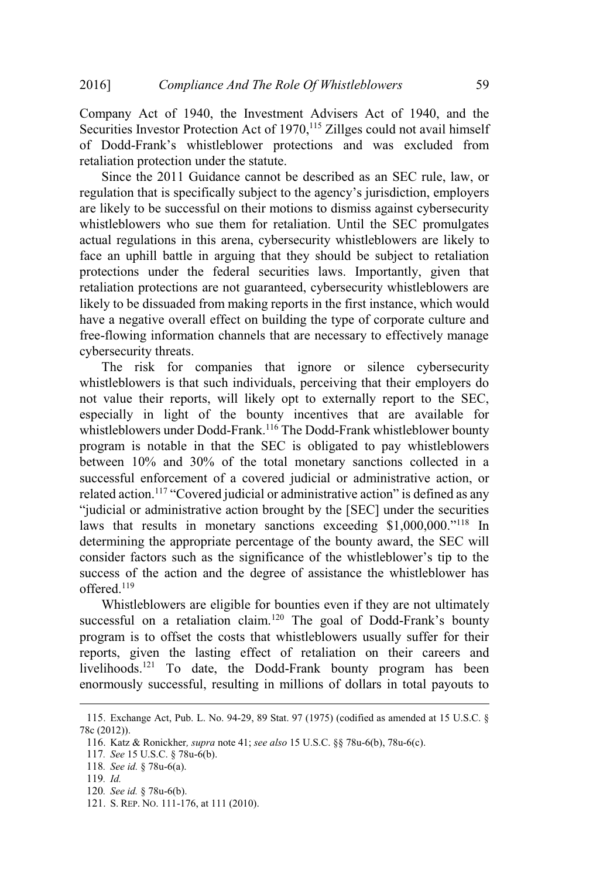Company Act of 1940, the Investment Advisers Act of 1940, and the Securities Investor Protection Act of 1970,[115] Zillges could not avail himself of Dodd-Frank's whistleblower protections and was excluded from retaliation protection under the statute.

Since the 2011 Guidance cannot be described as an SEC rule, law, or regulation that is specifically subject to the agency's jurisdiction, employers are likely to be successful on their motions to dismiss against cybersecurity whistleblowers who sue them for retaliation. Until the SEC promulgates actual regulations in this arena, cybersecurity whistleblowers are likely to face an uphill battle in arguing that they should be subject to retaliation protections under the federal securities laws. Importantly, given that retaliation protections are not guaranteed, cybersecurity whistleblowers are likely to be dissuaded from making reports in the first instance, which would have a negative overall effect on building the type of corporate culture and free-flowing information channels that are necessary to effectively manage cybersecurity threats.

The risk for companies that ignore or silence cybersecurity whistleblowers is that such individuals, perceiving that their employers do not value their reports, will likely opt to externally report to the SEC, especially in light of the bounty incentives that are available for whistleblowers under Dodd-Frank.[116] The Dodd-Frank whistleblower bounty program is notable in that the SEC is obligated to pay whistleblowers between 10% and 30% of the total monetary sanctions collected in a successful enforcement of a covered judicial or administrative action, or related action.[117] "Covered judicial or administrative action" is defined as any "judicial or administrative action brought by the [SEC] under the securities laws that results in monetary sanctions exceeding $1,000,000."[118] In determining the appropriate percentage of the bounty award, the SEC will consider factors such as the significance of the whistleblower's tip to the success of the action and the degree of assistance the whistleblower has offered.[119]

Whistleblowers are eligible for bounties even if they are not ultimately successful on a retaliation claim.[120] The goal of Dodd-Frank's bounty program is to offset the costs that whistleblowers usually suffer for their reports, given the lasting effect of retaliation on their careers and livelihoods.[121] To date, the Dodd-Frank bounty program has been enormously successful, resulting in millions of dollars in total payouts to

---

115. Exchange Act, Pub. L. No. 94-29, 89 Stat. 97 (1975) (codified as amended at 15 U.S.C. § 78c (2012)).

116. Katz & Ronickher, *supra* note 41; *see also* 15 U.S.C. §§ 78u-6(b), 78u-6(c).

117. *See* 15 U.S.C. § 78u-6(b).

118. *See id.* § 78u-6(a).

119. *Id.*

120. *See id.* § 78u-6(b).

121. S. REP. NO. 111-176, at 111 (2010).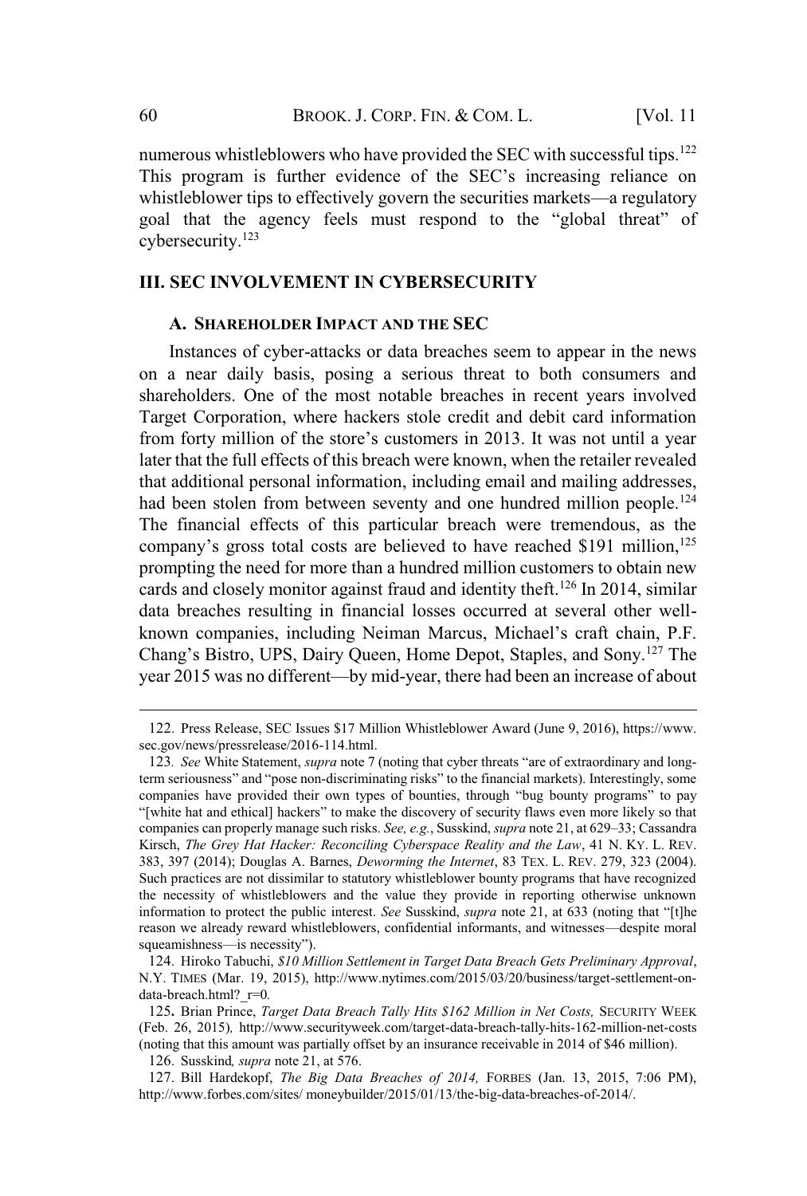numerous whistleblowers who have provided the SEC with successful tips.[122] This program is further evidence of the SEC's increasing reliance on whistleblower tips to effectively govern the securities markets—a regulatory goal that the agency feels must respond to the "global threat" of cybersecurity.[123]

## III. SEC INVOLVEMENT IN CYBERSECURITY

### A. SHAREHOLDER IMPACT AND THE SEC

Instances of cyber-attacks or data breaches seem to appear in the news on a near daily basis, posing a serious threat to both consumers and shareholders. One of the most notable breaches in recent years involved Target Corporation, where hackers stole credit and debit card information from forty million of the store's customers in 2013. It was not until a year later that the full effects of this breach were known, when the retailer revealed that additional personal information, including email and mailing addresses, had been stolen from between seventy and one hundred million people.[124] The financial effects of this particular breach were tremendous, as the company's gross total costs are believed to have reached $191 million,[125] prompting the need for more than a hundred million customers to obtain new cards and closely monitor against fraud and identity theft.[126] In 2014, similar data breaches resulting in financial losses occurred at several other well-known companies, including Neiman Marcus, Michael's craft chain, P.F. Chang's Bistro, UPS, Dairy Queen, Home Depot, Staples, and Sony.[127] The year 2015 was no different—by mid-year, there had been an increase of about

---

122. Press Release, SEC Issues $17 Million Whistleblower Award (June 9, 2016), https://www.sec.gov/news/pressrelease/2016-114.html.

123. *See* White Statement, *supra* note 7 (noting that cyber threats "are of extraordinary and long-term seriousness" and "pose non-discriminating risks" to the financial markets). Interestingly, some companies have provided their own types of bounties, through "bug bounty programs" to pay "[white hat and ethical] hackers" to make the discovery of security flaws even more likely so that companies can properly manage such risks. *See, e.g.*, Susskind, *supra* note 21, at 629–33; Cassandra Kirsch, *The Grey Hat Hacker: Reconciling Cyberspace Reality and the Law*, 41 N. KY. L. REV. 383, 397 (2014); Douglas A. Barnes, *Deworming the Internet*, 83 TEX. L. REV. 279, 323 (2004). Such practices are not dissimilar to statutory whistleblower bounty programs that have recognized the necessity of whistleblowers and the value they provide in reporting otherwise unknown information to protect the public interest. *See* Susskind, *supra* note 21, at 633 (noting that "[t]he reason we already reward whistleblowers, confidential informants, and witnesses—despite moral squeamishness—is necessity").

124. Hiroko Tabuchi, *$10 Million Settlement in Target Data Breach Gets Preliminary Approval*, N.Y. TIMES (Mar. 19, 2015), http://www.nytimes.com/2015/03/20/business/target-settlement-on-data-breach.html?_r=0.

125. Brian Prince, *Target Data Breach Tally Hits $162 Million in Net Costs,* SECURITY WEEK (Feb. 26, 2015)*,* http://www.securityweek.com/target-data-breach-tally-hits-162-million-net-costs (noting that this amount was partially offset by an insurance receivable in 2014 of $46 million).

126. Susskind*, supra* note 21, at 576.

127. Bill Hardekopf, *The Big Data Breaches of 2014,* FORBES (Jan. 13, 2015, 7:06 PM), http://www.forbes.com/sites/ moneybuilder/2015/01/13/the-big-data-breaches-of-2014/.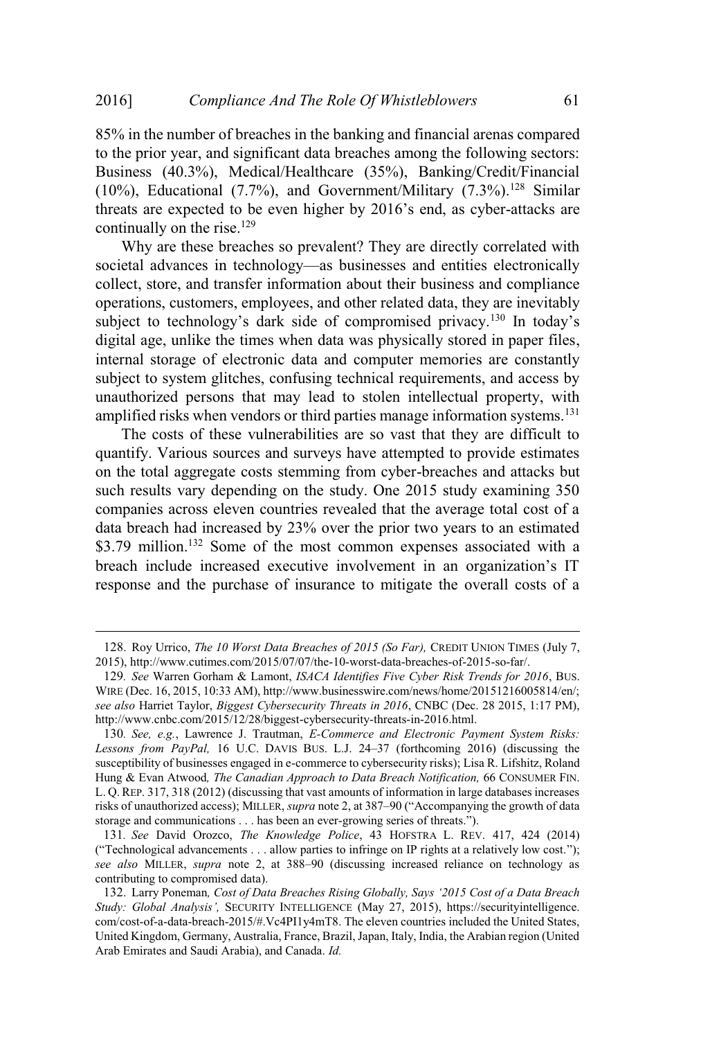85% in the number of breaches in the banking and financial arenas compared to the prior year, and significant data breaches among the following sectors: Business (40.3%), Medical/Healthcare (35%), Banking/Credit/Financial (10%), Educational (7.7%), and Government/Military (7.3%).[128] Similar threats are expected to be even higher by 2016's end, as cyber-attacks are continually on the rise.[129]

Why are these breaches so prevalent? They are directly correlated with societal advances in technology—as businesses and entities electronically collect, store, and transfer information about their business and compliance operations, customers, employees, and other related data, they are inevitably subject to technology's dark side of compromised privacy.[130] In today's digital age, unlike the times when data was physically stored in paper files, internal storage of electronic data and computer memories are constantly subject to system glitches, confusing technical requirements, and access by unauthorized persons that may lead to stolen intellectual property, with amplified risks when vendors or third parties manage information systems.[131]

The costs of these vulnerabilities are so vast that they are difficult to quantify. Various sources and surveys have attempted to provide estimates on the total aggregate costs stemming from cyber-breaches and attacks but such results vary depending on the study. One 2015 study examining 350 companies across eleven countries revealed that the average total cost of a data breach had increased by 23% over the prior two years to an estimated $3.79 million.[132] Some of the most common expenses associated with a breach include increased executive involvement in an organization's IT response and the purchase of insurance to mitigate the overall costs of a

---

128. Roy Urrico, *The 10 Worst Data Breaches of 2015 (So Far),* CREDIT UNION TIMES (July 7, 2015), http://www.cutimes.com/2015/07/07/the-10-worst-data-breaches-of-2015-so-far/.

129. *See* Warren Gorham & Lamont, *ISACA Identifies Five Cyber Risk Trends for 2016*, BUS. WIRE (Dec. 16, 2015, 10:33 AM), http://www.businesswire.com/news/home/20151216005814/en/; *see also* Harriet Taylor, *Biggest Cybersecurity Threats in 2016*, CNBC (Dec. 28 2015, 1:17 PM), http://www.cnbc.com/2015/12/28/biggest-cybersecurity-threats-in-2016.html.

130. *See, e.g.*, Lawrence J. Trautman, *E-Commerce and Electronic Payment System Risks: Lessons from PayPal,* 16 U.C. DAVIS BUS. L.J. 24–37 (forthcoming 2016) (discussing the susceptibility of businesses engaged in e-commerce to cybersecurity risks); Lisa R. Lifshitz, Roland Hung & Evan Atwood*, The Canadian Approach to Data Breach Notification,* 66 CONSUMER FIN. L. Q. REP. 317, 318 (2012) (discussing that vast amounts of information in large databases increases risks of unauthorized access); MILLER, *supra* note 2, at 387–90 ("Accompanying the growth of data storage and communications . . . has been an ever-growing series of threats.").

131. *See* David Orozco, *The Knowledge Police*, 43 HOFSTRA L. REV. 417, 424 (2014) ("Technological advancements . . . allow parties to infringe on IP rights at a relatively low cost."); *see also* MILLER, *supra* note 2, at 388–90 (discussing increased reliance on technology as contributing to compromised data).

132. Larry Poneman*, Cost of Data Breaches Rising Globally, Says '2015 Cost of a Data Breach Study: Global Analysis',* SECURITY INTELLIGENCE (May 27, 2015), https://securityintelligence.com/cost-of-a-data-breach-2015/#.Vc4PI1y4mT8. The eleven countries included the United States, United Kingdom, Germany, Australia, France, Brazil, Japan, Italy, India, the Arabian region (United Arab Emirates and Saudi Arabia), and Canada. *Id.*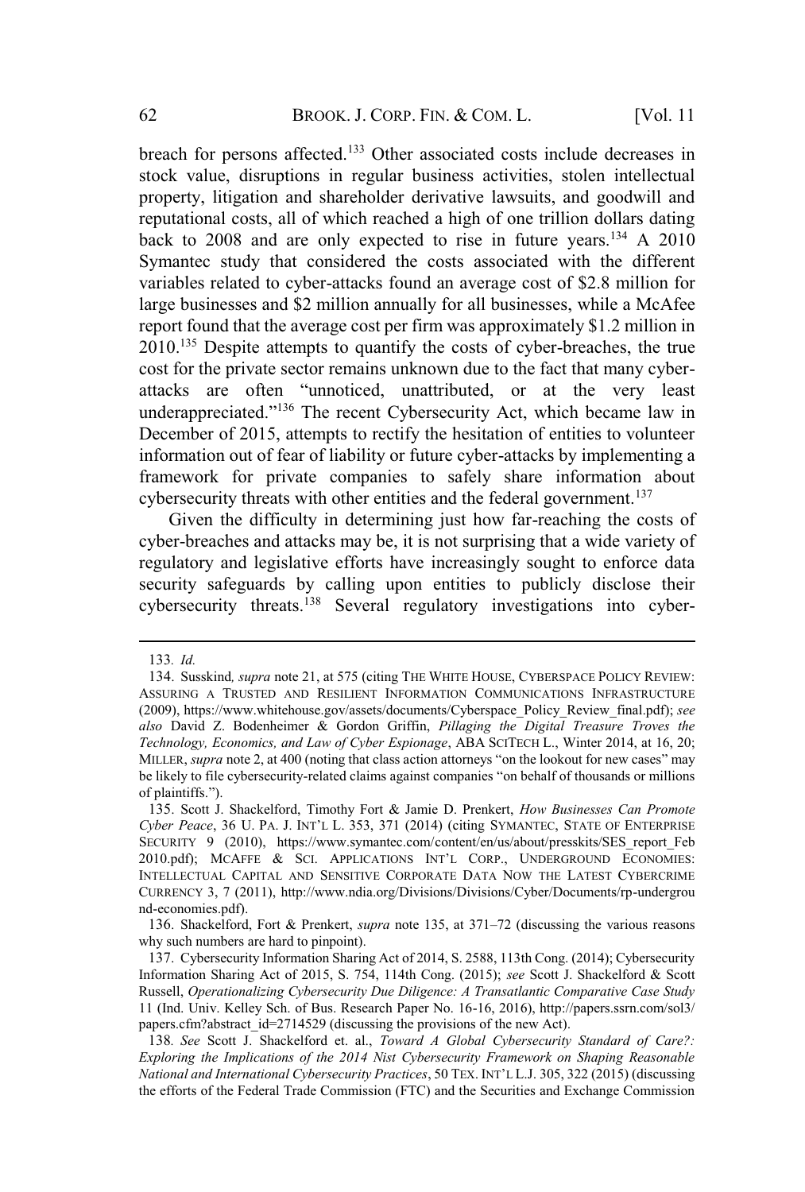breach for persons affected.[133] Other associated costs include decreases in stock value, disruptions in regular business activities, stolen intellectual property, litigation and shareholder derivative lawsuits, and goodwill and reputational costs, all of which reached a high of one trillion dollars dating back to 2008 and are only expected to rise in future years.[134] A 2010 Symantec study that considered the costs associated with the different variables related to cyber-attacks found an average cost of $2.8 million for large businesses and $2 million annually for all businesses, while a McAfee report found that the average cost per firm was approximately $1.2 million in 2010.[135] Despite attempts to quantify the costs of cyber-breaches, the true cost for the private sector remains unknown due to the fact that many cyber-attacks are often "unnoticed, unattributed, or at the very least underappreciated."[136] The recent Cybersecurity Act, which became law in December of 2015, attempts to rectify the hesitation of entities to volunteer information out of fear of liability or future cyber-attacks by implementing a framework for private companies to safely share information about cybersecurity threats with other entities and the federal government.[137]

Given the difficulty in determining just how far-reaching the costs of cyber-breaches and attacks may be, it is not surprising that a wide variety of regulatory and legislative efforts have increasingly sought to enforce data security safeguards by calling upon entities to publicly disclose their cybersecurity threats.[138] Several regulatory investigations into cyber-

---

133. *Id.*

134. Susskind, *supra* note 21, at 575 (citing THE WHITE HOUSE, CYBERSPACE POLICY REVIEW: ASSURING A TRUSTED AND RESILIENT INFORMATION COMMUNICATIONS INFRASTRUCTURE (2009), https://www.whitehouse.gov/assets/documents/Cyberspace_Policy_Review_final.pdf); *see also* David Z. Bodenheimer & Gordon Griffin, *Pillaging the Digital Treasure Troves the Technology, Economics, and Law of Cyber Espionage*, ABA SCITECH L., Winter 2014, at 16, 20; MILLER, *supra* note 2, at 400 (noting that class action attorneys "on the lookout for new cases" may be likely to file cybersecurity-related claims against companies "on behalf of thousands or millions of plaintiffs.").

135. Scott J. Shackelford, Timothy Fort & Jamie D. Prenkert, *How Businesses Can Promote Cyber Peace*, 36 U. PA. J. INT'L L. 353, 371 (2014) (citing SYMANTEC, STATE OF ENTERPRISE SECURITY 9 (2010), https://www.symantec.com/content/en/us/about/presskits/SES_report_Feb2010.pdf); MCAFFE & SCI. APPLICATIONS INT'L CORP., UNDERGROUND ECONOMIES: INTELLECTUAL CAPITAL AND SENSITIVE CORPORATE DATA NOW THE LATEST CYBERCRIME CURRENCY 3, 7 (2011), http://www.ndia.org/Divisions/Divisions/Cyber/Documents/rp-underground-economies.pdf).

136. Shackelford, Fort & Prenkert, *supra* note 135, at 371–72 (discussing the various reasons why such numbers are hard to pinpoint).

137. Cybersecurity Information Sharing Act of 2014, S. 2588, 113th Cong. (2014); Cybersecurity Information Sharing Act of 2015, S. 754, 114th Cong. (2015); *see* Scott J. Shackelford & Scott Russell, *Operationalizing Cybersecurity Due Diligence: A Transatlantic Comparative Case Study* 11 (Ind. Univ. Kelley Sch. of Bus. Research Paper No. 16-16, 2016), http://papers.ssrn.com/sol3/papers.cfm?abstract_id=2714529 (discussing the provisions of the new Act).

138. *See* Scott J. Shackelford et. al., *Toward A Global Cybersecurity Standard of Care?: Exploring the Implications of the 2014 Nist Cybersecurity Framework on Shaping Reasonable National and International Cybersecurity Practices*, 50 TEX. INT'L L.J. 305, 322 (2015) (discussing the efforts of the Federal Trade Commission (FTC) and the Securities and Exchange Commission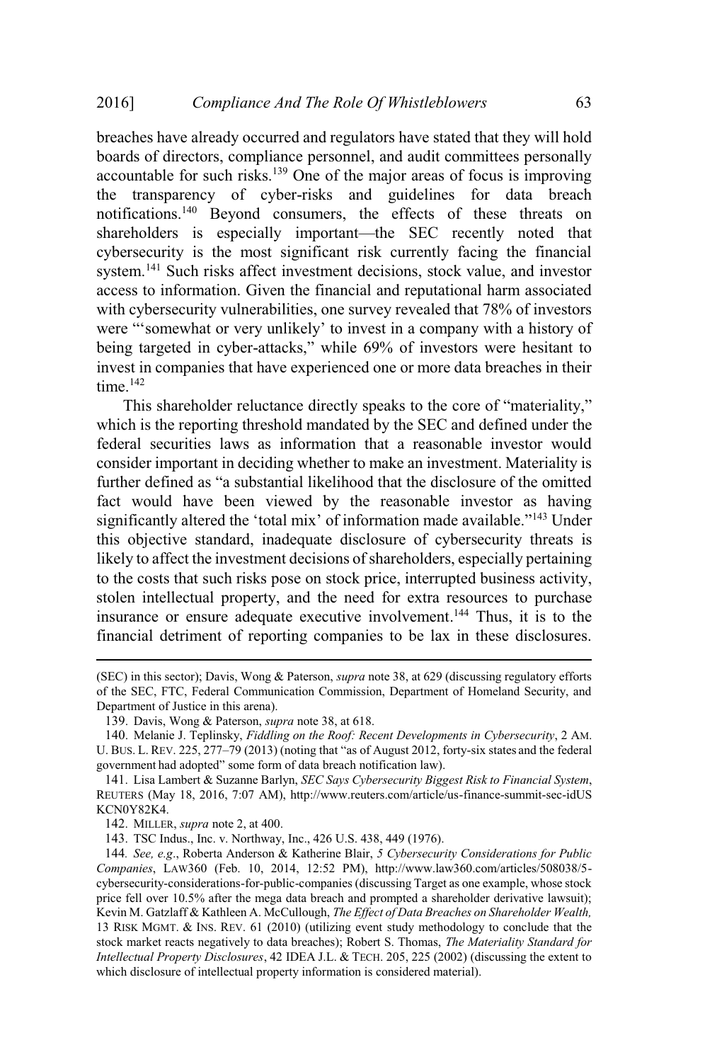breaches have already occurred and regulators have stated that they will hold boards of directors, compliance personnel, and audit committees personally accountable for such risks.[139] One of the major areas of focus is improving the transparency of cyber-risks and guidelines for data breach notifications.[140] Beyond consumers, the effects of these threats on shareholders is especially important—the SEC recently noted that cybersecurity is the most significant risk currently facing the financial system.[141] Such risks affect investment decisions, stock value, and investor access to information. Given the financial and reputational harm associated with cybersecurity vulnerabilities, one survey revealed that 78% of investors were "'somewhat or very unlikely' to invest in a company with a history of being targeted in cyber-attacks," while 69% of investors were hesitant to invest in companies that have experienced one or more data breaches in their time.[142]

This shareholder reluctance directly speaks to the core of "materiality," which is the reporting threshold mandated by the SEC and defined under the federal securities laws as information that a reasonable investor would consider important in deciding whether to make an investment. Materiality is further defined as "a substantial likelihood that the disclosure of the omitted fact would have been viewed by the reasonable investor as having significantly altered the 'total mix' of information made available."[143] Under this objective standard, inadequate disclosure of cybersecurity threats is likely to affect the investment decisions of shareholders, especially pertaining to the costs that such risks pose on stock price, interrupted business activity, stolen intellectual property, and the need for extra resources to purchase insurance or ensure adequate executive involvement.[144] Thus, it is to the financial detriment of reporting companies to be lax in these disclosures.

---

(SEC) in this sector); Davis, Wong & Paterson, *supra* note 38, at 629 (discussing regulatory efforts of the SEC, FTC, Federal Communication Commission, Department of Homeland Security, and Department of Justice in this arena).

139. Davis, Wong & Paterson, *supra* note 38, at 618.

140. Melanie J. Teplinsky, *Fiddling on the Roof: Recent Developments in Cybersecurity*, 2 AM. U. BUS. L. REV. 225, 277–79 (2013) (noting that "as of August 2012, forty-six states and the federal government had adopted" some form of data breach notification law).

141. Lisa Lambert & Suzanne Barlyn, *SEC Says Cybersecurity Biggest Risk to Financial System*, REUTERS (May 18, 2016, 7:07 AM), http://www.reuters.com/article/us-finance-summit-sec-idUSKCN0Y82K4.

142. MILLER, *supra* note 2, at 400.

143. TSC Indus., Inc. v. Northway, Inc., 426 U.S. 438, 449 (1976).

144. *See, e.g.*, Roberta Anderson & Katherine Blair, *5 Cybersecurity Considerations for Public Companies*, LAW360 (Feb. 10, 2014, 12:52 PM), http://www.law360.com/articles/508038/5-cybersecurity-considerations-for-public-companies (discussing Target as one example, whose stock price fell over 10.5% after the mega data breach and prompted a shareholder derivative lawsuit); Kevin M. Gatzlaff & Kathleen A. McCullough, *The Effect of Data Breaches on Shareholder Wealth,* 13 RISK MGMT. & INS. REV. 61 (2010) (utilizing event study methodology to conclude that the stock market reacts negatively to data breaches); Robert S. Thomas, *The Materiality Standard for Intellectual Property Disclosures*, 42 IDEA J.L. & TECH. 205, 225 (2002) (discussing the extent to which disclosure of intellectual property information is considered material).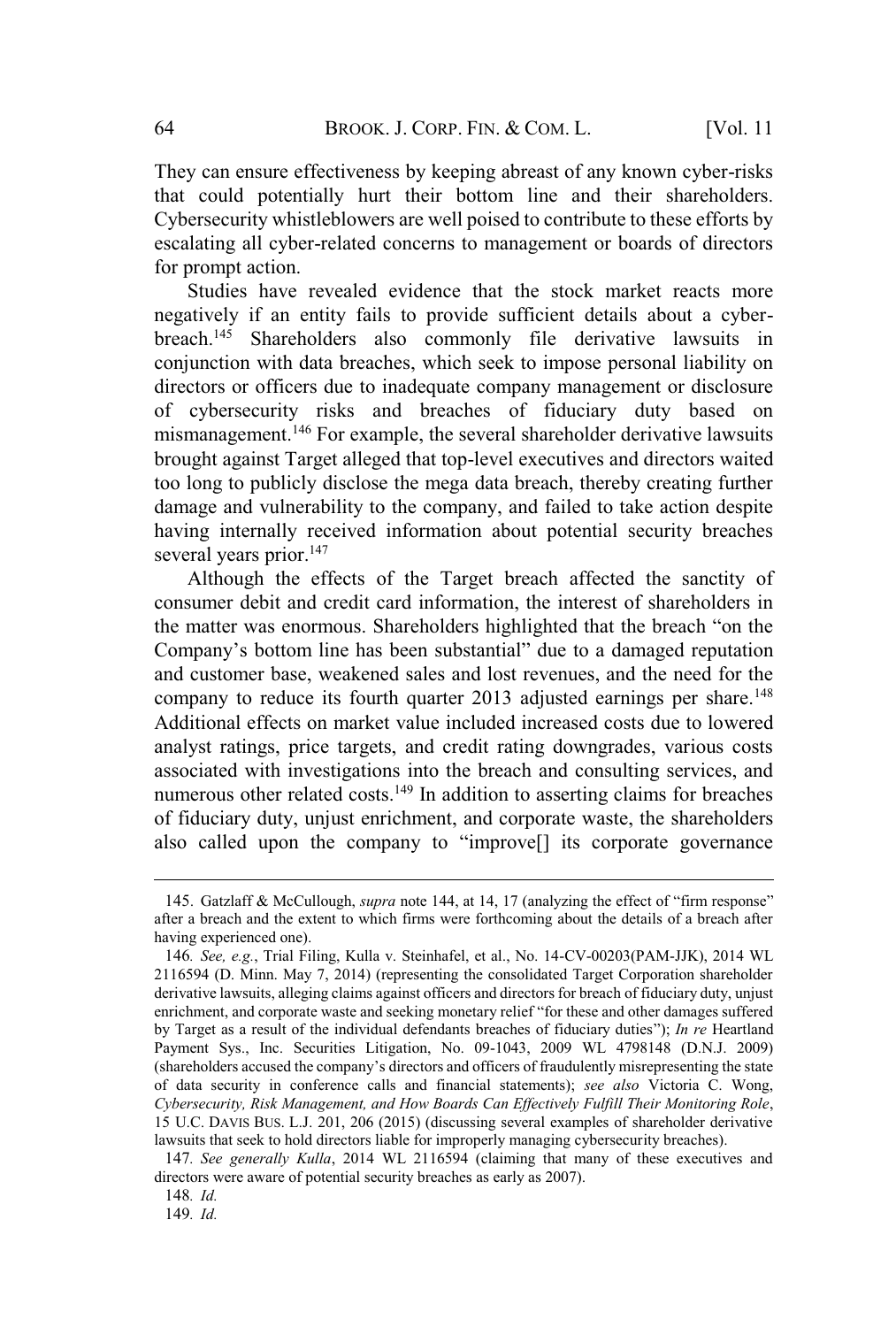They can ensure effectiveness by keeping abreast of any known cyber-risks that could potentially hurt their bottom line and their shareholders. Cybersecurity whistleblowers are well poised to contribute to these efforts by escalating all cyber-related concerns to management or boards of directors for prompt action.

Studies have revealed evidence that the stock market reacts more negatively if an entity fails to provide sufficient details about a cyber-breach.[145] Shareholders also commonly file derivative lawsuits in conjunction with data breaches, which seek to impose personal liability on directors or officers due to inadequate company management or disclosure of cybersecurity risks and breaches of fiduciary duty based on mismanagement.[146] For example, the several shareholder derivative lawsuits brought against Target alleged that top-level executives and directors waited too long to publicly disclose the mega data breach, thereby creating further damage and vulnerability to the company, and failed to take action despite having internally received information about potential security breaches several years prior.[147]

Although the effects of the Target breach affected the sanctity of consumer debit and credit card information, the interest of shareholders in the matter was enormous. Shareholders highlighted that the breach "on the Company's bottom line has been substantial" due to a damaged reputation and customer base, weakened sales and lost revenues, and the need for the company to reduce its fourth quarter 2013 adjusted earnings per share.[148] Additional effects on market value included increased costs due to lowered analyst ratings, price targets, and credit rating downgrades, various costs associated with investigations into the breach and consulting services, and numerous other related costs.[149] In addition to asserting claims for breaches of fiduciary duty, unjust enrichment, and corporate waste, the shareholders also called upon the company to "improve[] its corporate governance

---

145. Gatzlaff & McCullough, *supra* note 144, at 14, 17 (analyzing the effect of "firm response" after a breach and the extent to which firms were forthcoming about the details of a breach after having experienced one).

146. *See, e.g.*, Trial Filing, Kulla v. Steinhafel, et al., No. 14-CV-00203(PAM-JJK), 2014 WL 2116594 (D. Minn. May 7, 2014) (representing the consolidated Target Corporation shareholder derivative lawsuits, alleging claims against officers and directors for breach of fiduciary duty, unjust enrichment, and corporate waste and seeking monetary relief "for these and other damages suffered by Target as a result of the individual defendants breaches of fiduciary duties"); *In re* Heartland Payment Sys., Inc. Securities Litigation, No. 09-1043, 2009 WL 4798148 (D.N.J. 2009) (shareholders accused the company's directors and officers of fraudulently misrepresenting the state of data security in conference calls and financial statements); *see also* Victoria C. Wong, *Cybersecurity, Risk Management, and How Boards Can Effectively Fulfill Their Monitoring Role*, 15 U.C. DAVIS BUS. L.J. 201, 206 (2015) (discussing several examples of shareholder derivative lawsuits that seek to hold directors liable for improperly managing cybersecurity breaches).

147. *See generally Kulla*, 2014 WL 2116594 (claiming that many of these executives and directors were aware of potential security breaches as early as 2007).

148. *Id.*

149. *Id.*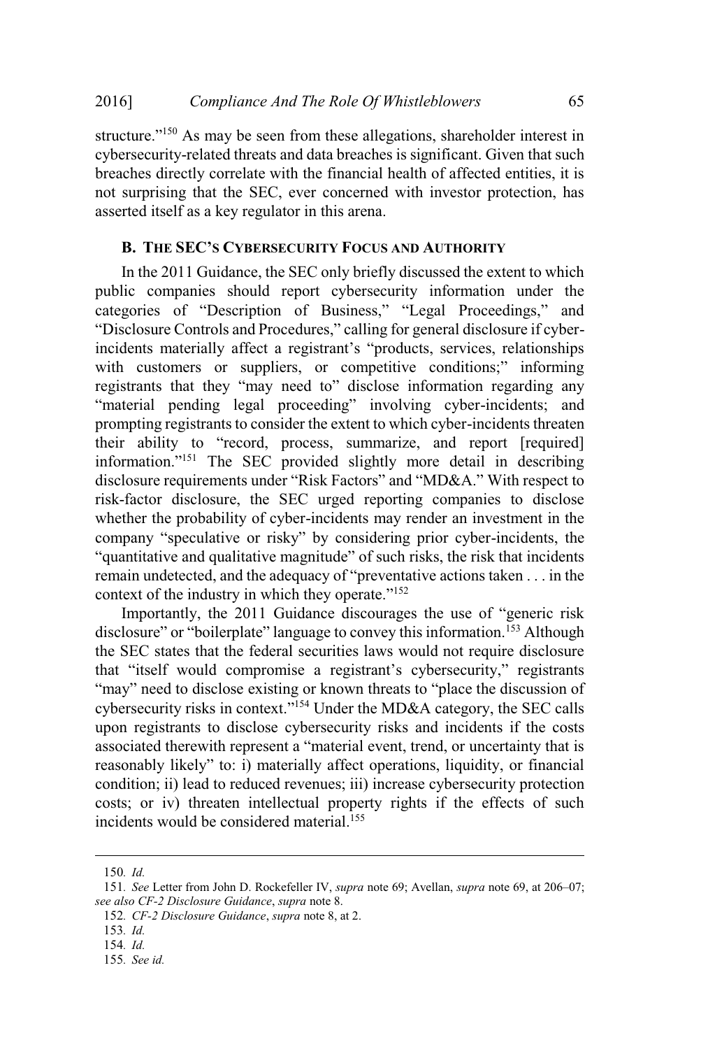structure."[150] As may be seen from these allegations, shareholder interest in cybersecurity-related threats and data breaches is significant. Given that such breaches directly correlate with the financial health of affected entities, it is not surprising that the SEC, ever concerned with investor protection, has asserted itself as a key regulator in this arena.

### B. The SEC's Cybersecurity Focus and Authority

In the 2011 Guidance, the SEC only briefly discussed the extent to which public companies should report cybersecurity information under the categories of "Description of Business," "Legal Proceedings," and "Disclosure Controls and Procedures," calling for general disclosure if cyber-incidents materially affect a registrant's "products, services, relationships with customers or suppliers, or competitive conditions;" informing registrants that they "may need to" disclose information regarding any "material pending legal proceeding" involving cyber-incidents; and prompting registrants to consider the extent to which cyber-incidents threaten their ability to "record, process, summarize, and report [required] information."[151] The SEC provided slightly more detail in describing disclosure requirements under "Risk Factors" and "MD&A." With respect to risk-factor disclosure, the SEC urged reporting companies to disclose whether the probability of cyber-incidents may render an investment in the company "speculative or risky" by considering prior cyber-incidents, the "quantitative and qualitative magnitude" of such risks, the risk that incidents remain undetected, and the adequacy of "preventative actions taken . . . in the context of the industry in which they operate."[152]

Importantly, the 2011 Guidance discourages the use of "generic risk disclosure" or "boilerplate" language to convey this information.[153] Although the SEC states that the federal securities laws would not require disclosure that "itself would compromise a registrant's cybersecurity," registrants "may" need to disclose existing or known threats to "place the discussion of cybersecurity risks in context."[154] Under the MD&A category, the SEC calls upon registrants to disclose cybersecurity risks and incidents if the costs associated therewith represent a "material event, trend, or uncertainty that is reasonably likely" to: i) materially affect operations, liquidity, or financial condition; ii) lead to reduced revenues; iii) increase cybersecurity protection costs; or iv) threaten intellectual property rights if the effects of such incidents would be considered material.[155]

---

150. *Id.*

151. *See* Letter from John D. Rockefeller IV, *supra* note 69; Avellan, *supra* note 69, at 206–07; *see also CF-2 Disclosure Guidance*, *supra* note 8.

152. *CF-2 Disclosure Guidance*, *supra* note 8, at 2.

153. *Id.*

154. *Id.*

155. *See id.*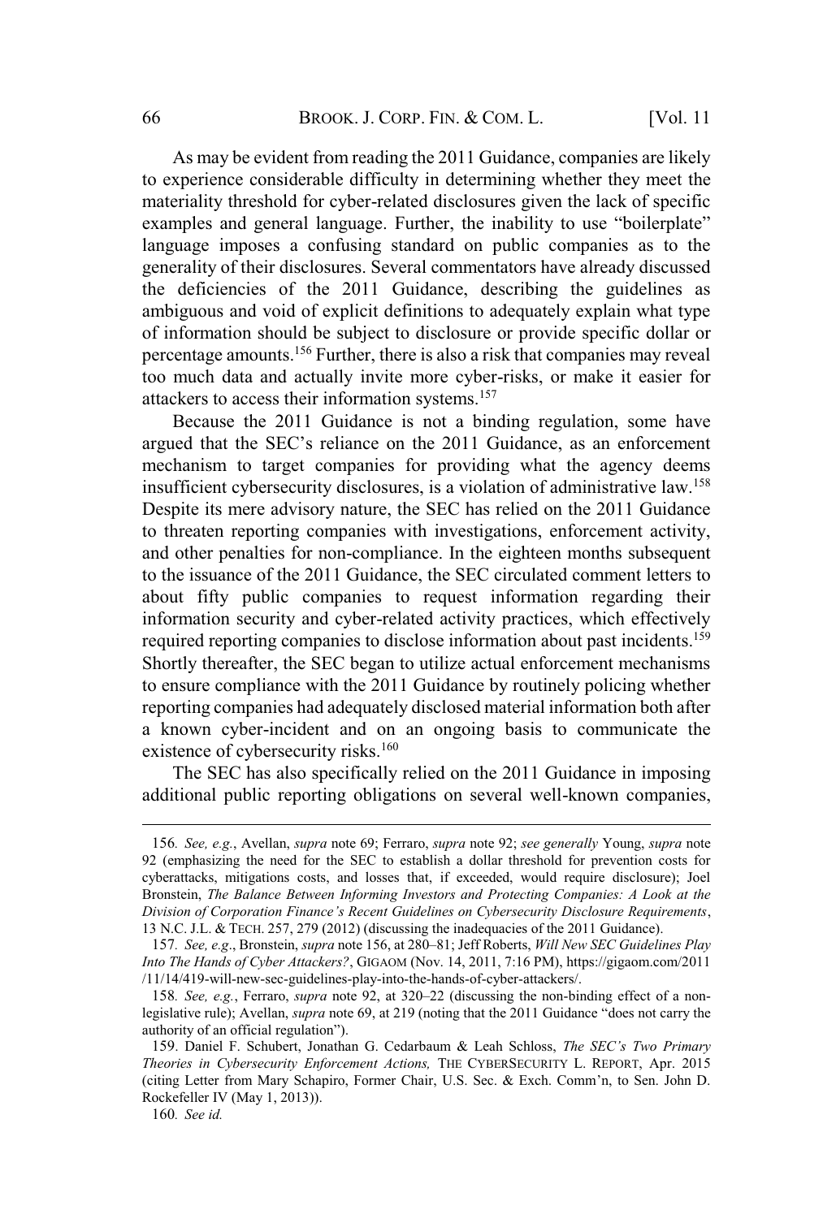As may be evident from reading the 2011 Guidance, companies are likely to experience considerable difficulty in determining whether they meet the materiality threshold for cyber-related disclosures given the lack of specific examples and general language. Further, the inability to use "boilerplate" language imposes a confusing standard on public companies as to the generality of their disclosures. Several commentators have already discussed the deficiencies of the 2011 Guidance, describing the guidelines as ambiguous and void of explicit definitions to adequately explain what type of information should be subject to disclosure or provide specific dollar or percentage amounts.[156] Further, there is also a risk that companies may reveal too much data and actually invite more cyber-risks, or make it easier for attackers to access their information systems.[157]

Because the 2011 Guidance is not a binding regulation, some have argued that the SEC's reliance on the 2011 Guidance, as an enforcement mechanism to target companies for providing what the agency deems insufficient cybersecurity disclosures, is a violation of administrative law.[158] Despite its mere advisory nature, the SEC has relied on the 2011 Guidance to threaten reporting companies with investigations, enforcement activity, and other penalties for non-compliance. In the eighteen months subsequent to the issuance of the 2011 Guidance, the SEC circulated comment letters to about fifty public companies to request information regarding their information security and cyber-related activity practices, which effectively required reporting companies to disclose information about past incidents.[159] Shortly thereafter, the SEC began to utilize actual enforcement mechanisms to ensure compliance with the 2011 Guidance by routinely policing whether reporting companies had adequately disclosed material information both after a known cyber-incident and on an ongoing basis to communicate the existence of cybersecurity risks.[160]

The SEC has also specifically relied on the 2011 Guidance in imposing additional public reporting obligations on several well-known companies,

---

156. *See, e.g.*, Avellan, *supra* note 69; Ferraro, *supra* note 92; *see generally* Young, *supra* note 92 (emphasizing the need for the SEC to establish a dollar threshold for prevention costs for cyberattacks, mitigations costs, and losses that, if exceeded, would require disclosure); Joel Bronstein, *The Balance Between Informing Investors and Protecting Companies: A Look at the Division of Corporation Finance's Recent Guidelines on Cybersecurity Disclosure Requirements*, 13 N.C. J.L. & TECH. 257, 279 (2012) (discussing the inadequacies of the 2011 Guidance).

157. *See, e.g*., Bronstein, *supra* note 156, at 280–81; Jeff Roberts, *Will New SEC Guidelines Play Into The Hands of Cyber Attackers?*, GIGAOM (Nov. 14, 2011, 7:16 PM), https://gigaom.com/2011/11/14/419-will-new-sec-guidelines-play-into-the-hands-of-cyber-attackers/.

158. *See, e.g.*, Ferraro, *supra* note 92, at 320–22 (discussing the non-binding effect of a non-legislative rule); Avellan, *supra* note 69, at 219 (noting that the 2011 Guidance "does not carry the authority of an official regulation").

159. Daniel F. Schubert, Jonathan G. Cedarbaum & Leah Schloss, *The SEC's Two Primary Theories in Cybersecurity Enforcement Actions,* THE CYBERSECURITY L. REPORT, Apr. 2015 (citing Letter from Mary Schapiro, Former Chair, U.S. Sec. & Exch. Comm'n, to Sen. John D. Rockefeller IV (May 1, 2013)).

160. *See id.*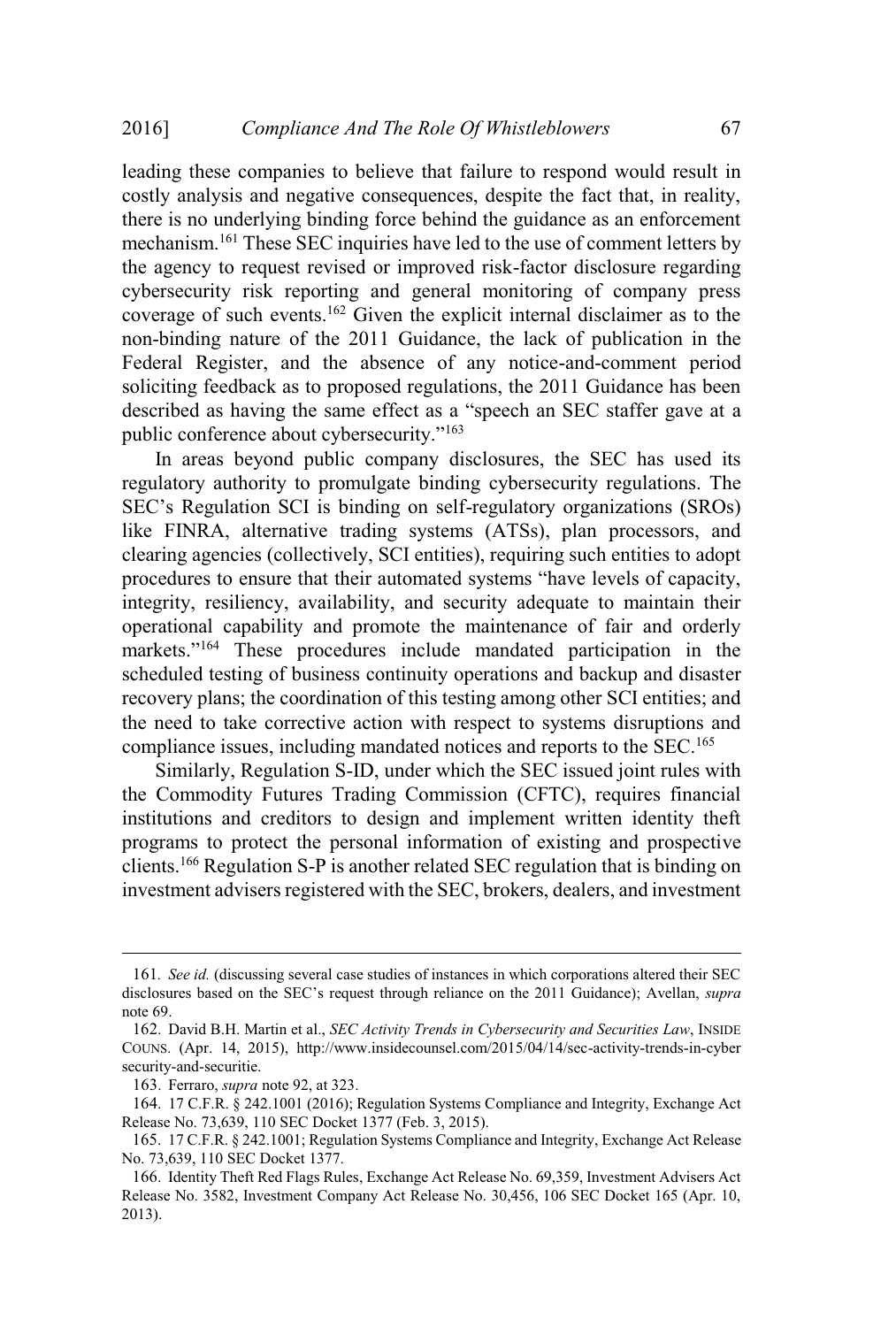leading these companies to believe that failure to respond would result in costly analysis and negative consequences, despite the fact that, in reality, there is no underlying binding force behind the guidance as an enforcement mechanism.[161] These SEC inquiries have led to the use of comment letters by the agency to request revised or improved risk-factor disclosure regarding cybersecurity risk reporting and general monitoring of company press coverage of such events.[162] Given the explicit internal disclaimer as to the non-binding nature of the 2011 Guidance, the lack of publication in the Federal Register, and the absence of any notice-and-comment period soliciting feedback as to proposed regulations, the 2011 Guidance has been described as having the same effect as a "speech an SEC staffer gave at a public conference about cybersecurity."[163]

In areas beyond public company disclosures, the SEC has used its regulatory authority to promulgate binding cybersecurity regulations. The SEC's Regulation SCI is binding on self-regulatory organizations (SROs) like FINRA, alternative trading systems (ATSs), plan processors, and clearing agencies (collectively, SCI entities), requiring such entities to adopt procedures to ensure that their automated systems "have levels of capacity, integrity, resiliency, availability, and security adequate to maintain their operational capability and promote the maintenance of fair and orderly markets."[164] These procedures include mandated participation in the scheduled testing of business continuity operations and backup and disaster recovery plans; the coordination of this testing among other SCI entities; and the need to take corrective action with respect to systems disruptions and compliance issues, including mandated notices and reports to the SEC.[165]

Similarly, Regulation S-ID, under which the SEC issued joint rules with the Commodity Futures Trading Commission (CFTC), requires financial institutions and creditors to design and implement written identity theft programs to protect the personal information of existing and prospective clients.[166] Regulation S-P is another related SEC regulation that is binding on investment advisers registered with the SEC, brokers, dealers, and investment

---

161. *See id.* (discussing several case studies of instances in which corporations altered their SEC disclosures based on the SEC's request through reliance on the 2011 Guidance); Avellan, *supra* note 69.

162. David B.H. Martin et al., *SEC Activity Trends in Cybersecurity and Securities Law*, INSIDE COUNS. (Apr. 14, 2015), http://www.insidecounsel.com/2015/04/14/sec-activity-trends-in-cyber security-and-securitie.

163. Ferraro, *supra* note 92, at 323.

164. 17 C.F.R. § 242.1001 (2016); Regulation Systems Compliance and Integrity, Exchange Act Release No. 73,639, 110 SEC Docket 1377 (Feb. 3, 2015).

165. 17 C.F.R. § 242.1001; Regulation Systems Compliance and Integrity, Exchange Act Release No. 73,639, 110 SEC Docket 1377.

166. Identity Theft Red Flags Rules, Exchange Act Release No. 69,359, Investment Advisers Act Release No. 3582, Investment Company Act Release No. 30,456, 106 SEC Docket 165 (Apr. 10, 2013).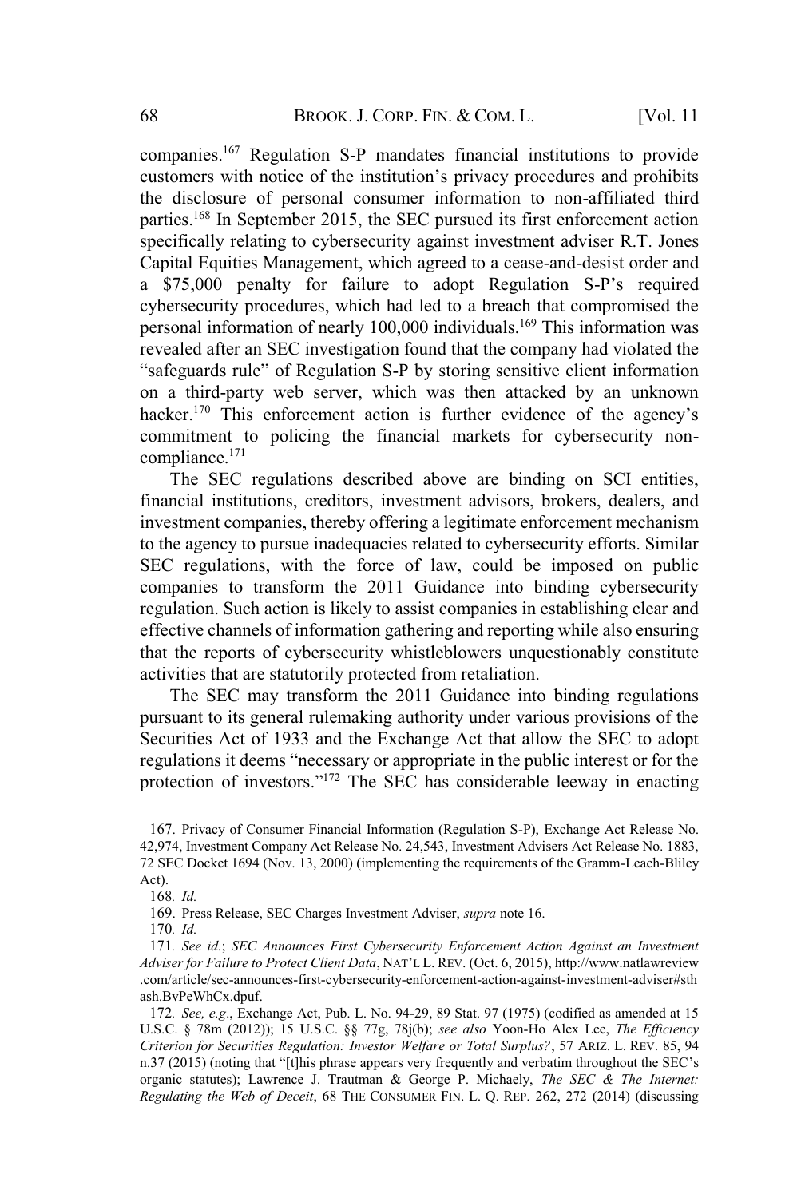companies.[167] Regulation S-P mandates financial institutions to provide customers with notice of the institution's privacy procedures and prohibits the disclosure of personal consumer information to non-affiliated third parties.[168] In September 2015, the SEC pursued its first enforcement action specifically relating to cybersecurity against investment adviser R.T. Jones Capital Equities Management, which agreed to a cease-and-desist order and a $75,000 penalty for failure to adopt Regulation S-P's required cybersecurity procedures, which had led to a breach that compromised the personal information of nearly 100,000 individuals.[169] This information was revealed after an SEC investigation found that the company had violated the "safeguards rule" of Regulation S-P by storing sensitive client information on a third-party web server, which was then attacked by an unknown hacker.[170] This enforcement action is further evidence of the agency's commitment to policing the financial markets for cybersecurity non-compliance.[171]

The SEC regulations described above are binding on SCI entities, financial institutions, creditors, investment advisors, brokers, dealers, and investment companies, thereby offering a legitimate enforcement mechanism to the agency to pursue inadequacies related to cybersecurity efforts. Similar SEC regulations, with the force of law, could be imposed on public companies to transform the 2011 Guidance into binding cybersecurity regulation. Such action is likely to assist companies in establishing clear and effective channels of information gathering and reporting while also ensuring that the reports of cybersecurity whistleblowers unquestionably constitute activities that are statutorily protected from retaliation.

The SEC may transform the 2011 Guidance into binding regulations pursuant to its general rulemaking authority under various provisions of the Securities Act of 1933 and the Exchange Act that allow the SEC to adopt regulations it deems "necessary or appropriate in the public interest or for the protection of investors."[172] The SEC has considerable leeway in enacting

---

167. Privacy of Consumer Financial Information (Regulation S-P), Exchange Act Release No. 42,974, Investment Company Act Release No. 24,543, Investment Advisers Act Release No. 1883, 72 SEC Docket 1694 (Nov. 13, 2000) (implementing the requirements of the Gramm-Leach-Bliley Act).

168. *Id.*

169. Press Release, SEC Charges Investment Adviser, *supra* note 16.

170. *Id.*

171. *See id.*; *SEC Announces First Cybersecurity Enforcement Action Against an Investment Adviser for Failure to Protect Client Data*, NAT'L L. REV. (Oct. 6, 2015), http://www.natlawreview.com/article/sec-announces-first-cybersecurity-enforcement-action-against-investment-adviser#sthash.BvPeWhCx.dpuf.

172. *See, e.g.*, Exchange Act, Pub. L. No. 94-29, 89 Stat. 97 (1975) (codified as amended at 15 U.S.C. § 78m (2012)); 15 U.S.C. §§ 77g, 78j(b); *see also* Yoon-Ho Alex Lee, *The Efficiency Criterion for Securities Regulation: Investor Welfare or Total Surplus?*, 57 ARIZ. L. REV. 85, 94 n.37 (2015) (noting that "[t]his phrase appears very frequently and verbatim throughout the SEC's organic statutes); Lawrence J. Trautman & George P. Michaely, *The SEC & The Internet: Regulating the Web of Deceit*, 68 THE CONSUMER FIN. L. Q. REP. 262, 272 (2014) (discussing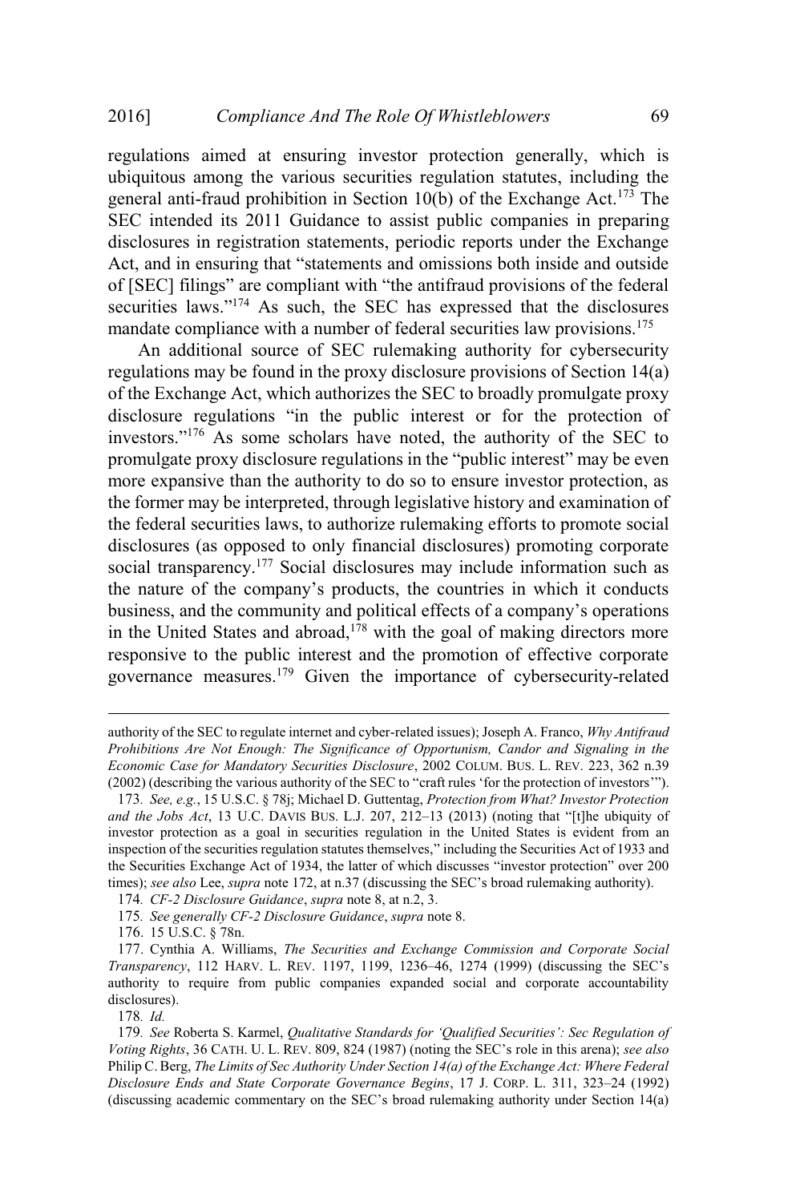regulations aimed at ensuring investor protection generally, which is ubiquitous among the various securities regulation statutes, including the general anti-fraud prohibition in Section 10(b) of the Exchange Act.[173] The SEC intended its 2011 Guidance to assist public companies in preparing disclosures in registration statements, periodic reports under the Exchange Act, and in ensuring that "statements and omissions both inside and outside of [SEC] filings" are compliant with "the antifraud provisions of the federal securities laws."[174] As such, the SEC has expressed that the disclosures mandate compliance with a number of federal securities law provisions.[175]

An additional source of SEC rulemaking authority for cybersecurity regulations may be found in the proxy disclosure provisions of Section 14(a) of the Exchange Act, which authorizes the SEC to broadly promulgate proxy disclosure regulations "in the public interest or for the protection of investors."[176] As some scholars have noted, the authority of the SEC to promulgate proxy disclosure regulations in the "public interest" may be even more expansive than the authority to do so to ensure investor protection, as the former may be interpreted, through legislative history and examination of the federal securities laws, to authorize rulemaking efforts to promote social disclosures (as opposed to only financial disclosures) promoting corporate social transparency.[177] Social disclosures may include information such as the nature of the company's products, the countries in which it conducts business, and the community and political effects of a company's operations in the United States and abroad,[178] with the goal of making directors more responsive to the public interest and the promotion of effective corporate governance measures.[179] Given the importance of cybersecurity-related

---

authority of the SEC to regulate internet and cyber-related issues); Joseph A. Franco, *Why Antifraud Prohibitions Are Not Enough: The Significance of Opportunism, Candor and Signaling in the Economic Case for Mandatory Securities Disclosure*, 2002 COLUM. BUS. L. REV. 223, 362 n.39 (2002) (describing the various authority of the SEC to "craft rules 'for the protection of investors'").

173. *See, e.g.*, 15 U.S.C. § 78j; Michael D. Guttentag, *Protection from What? Investor Protection and the Jobs Act*, 13 U.C. DAVIS BUS. L.J. 207, 212–13 (2013) (noting that "[t]he ubiquity of investor protection as a goal in securities regulation in the United States is evident from an inspection of the securities regulation statutes themselves," including the Securities Act of 1933 and the Securities Exchange Act of 1934, the latter of which discusses "investor protection" over 200 times); *see also* Lee, *supra* note 172, at n.37 (discussing the SEC's broad rulemaking authority).

174. *CF-2 Disclosure Guidance*, *supra* note 8, at n.2, 3.

175. *See generally CF-2 Disclosure Guidance*, *supra* note 8.

176. 15 U.S.C. § 78n.

177. Cynthia A. Williams, *The Securities and Exchange Commission and Corporate Social Transparency*, 112 HARV. L. REV. 1197, 1199, 1236–46, 1274 (1999) (discussing the SEC's authority to require from public companies expanded social and corporate accountability disclosures).

178. *Id.*

179. *See* Roberta S. Karmel, *Qualitative Standards for 'Qualified Securities': Sec Regulation of Voting Rights*, 36 CATH. U. L. REV. 809, 824 (1987) (noting the SEC's role in this arena); *see also* Philip C. Berg, *The Limits of Sec Authority Under Section 14(a) of the Exchange Act: Where Federal Disclosure Ends and State Corporate Governance Begins*, 17 J. CORP. L. 311, 323–24 (1992) (discussing academic commentary on the SEC's broad rulemaking authority under Section 14(a)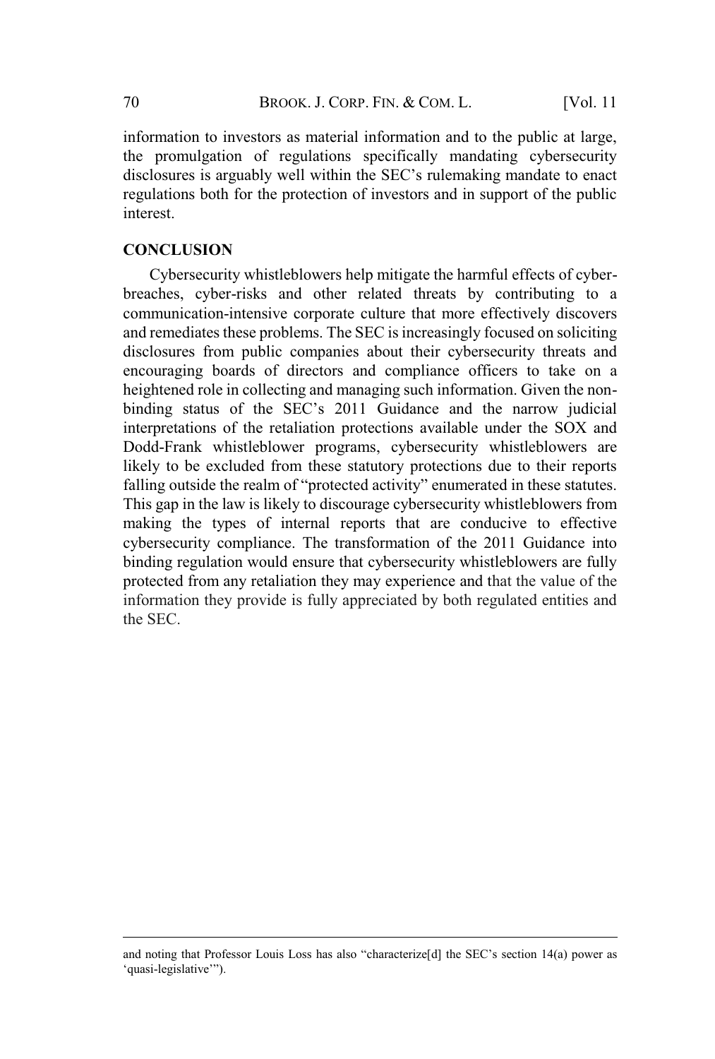information to investors as material information and to the public at large, the promulgation of regulations specifically mandating cybersecurity disclosures is arguably well within the SEC's rulemaking mandate to enact regulations both for the protection of investors and in support of the public interest.

## CONCLUSION

Cybersecurity whistleblowers help mitigate the harmful effects of cyber-breaches, cyber-risks and other related threats by contributing to a communication-intensive corporate culture that more effectively discovers and remediates these problems. The SEC is increasingly focused on soliciting disclosures from public companies about their cybersecurity threats and encouraging boards of directors and compliance officers to take on a heightened role in collecting and managing such information. Given the non-binding status of the SEC's 2011 Guidance and the narrow judicial interpretations of the retaliation protections available under the SOX and Dodd-Frank whistleblower programs, cybersecurity whistleblowers are likely to be excluded from these statutory protections due to their reports falling outside the realm of "protected activity" enumerated in these statutes. This gap in the law is likely to discourage cybersecurity whistleblowers from making the types of internal reports that are conducive to effective cybersecurity compliance. The transformation of the 2011 Guidance into binding regulation would ensure that cybersecurity whistleblowers are fully protected from any retaliation they may experience and that the value of the information they provide is fully appreciated by both regulated entities and the SEC.

---

and noting that Professor Louis Loss has also "characterize[d] the SEC's section 14(a) power as 'quasi-legislative'").